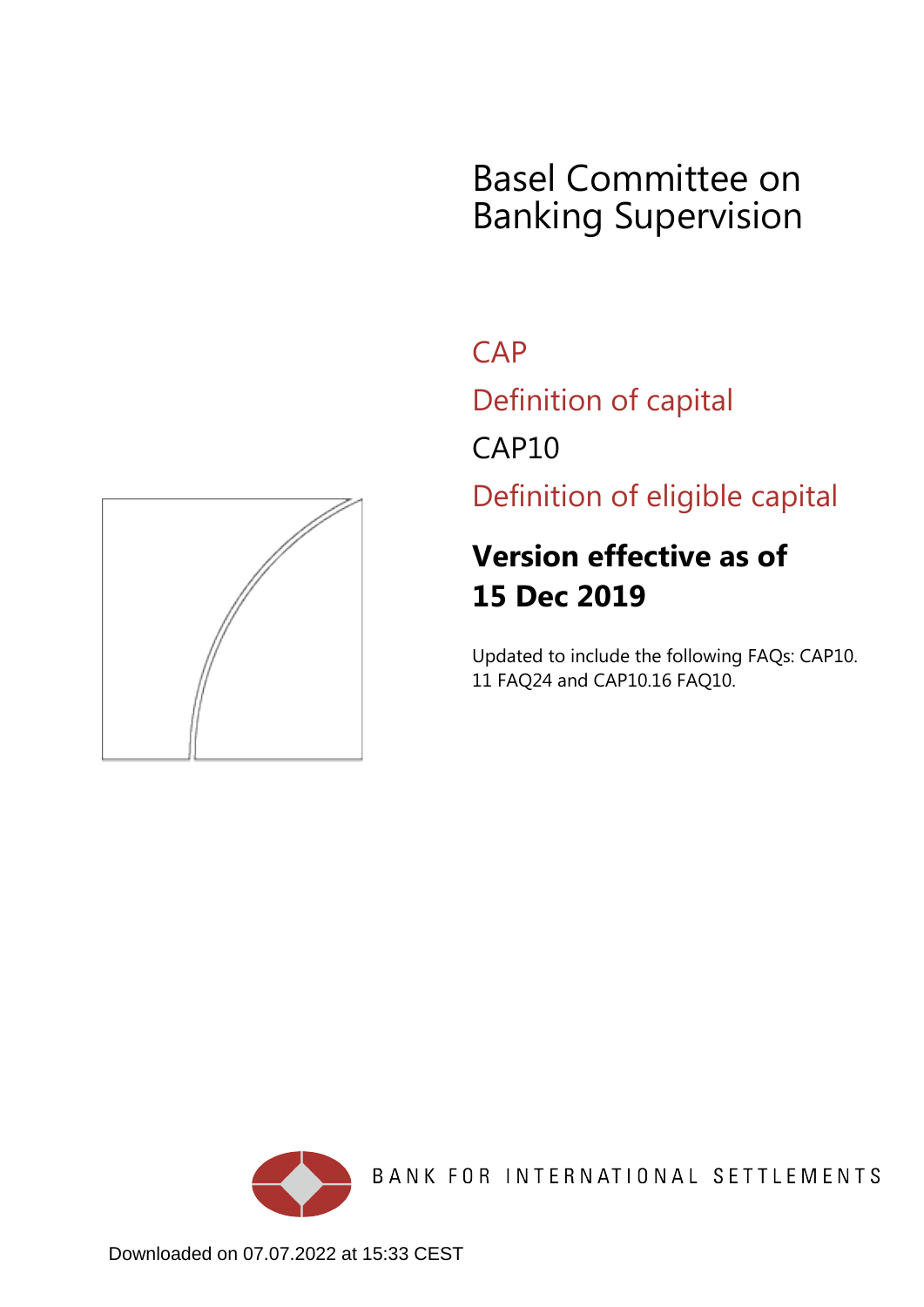# Basel Committee on Banking Supervision

## CAP

## Definition of capital

## CAP10

## Definition of eligible capital

**Version effective as of 15 Dec 2019**

Updated to include the following FAQs: CAP10.11 FAQ24 and CAP10.16 FAQ10.

BANK FOR INTERNATIONAL SETTLEMENTS

Downloaded on 07.07.2022 at 15:33 CEST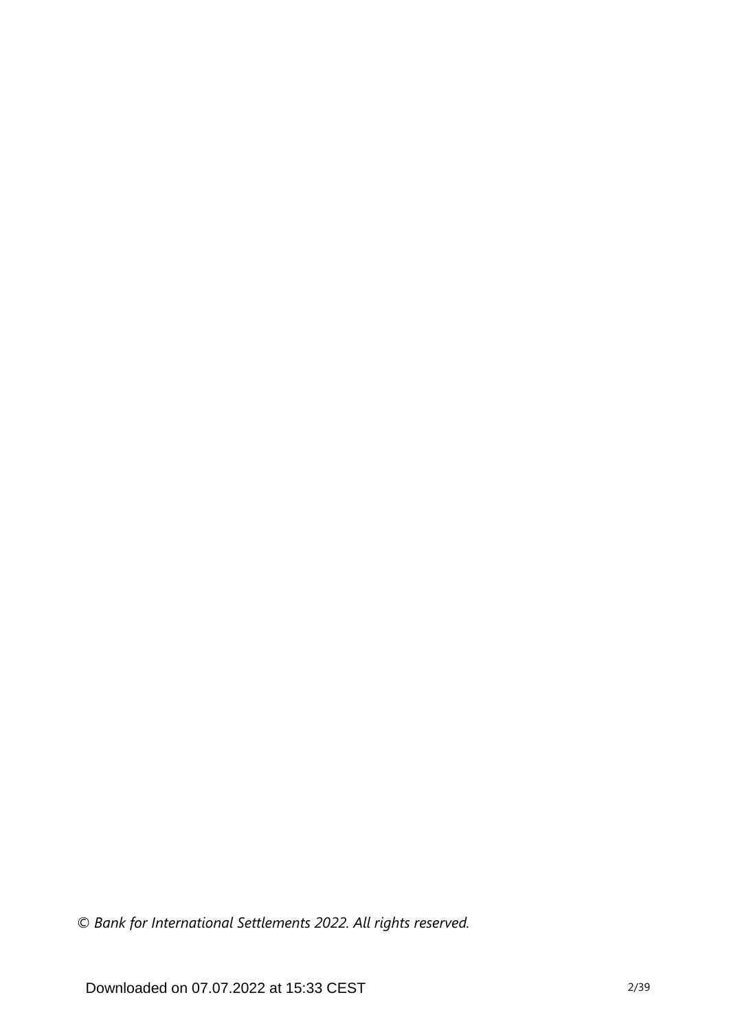*© Bank for International Settlements 2022. All rights reserved.*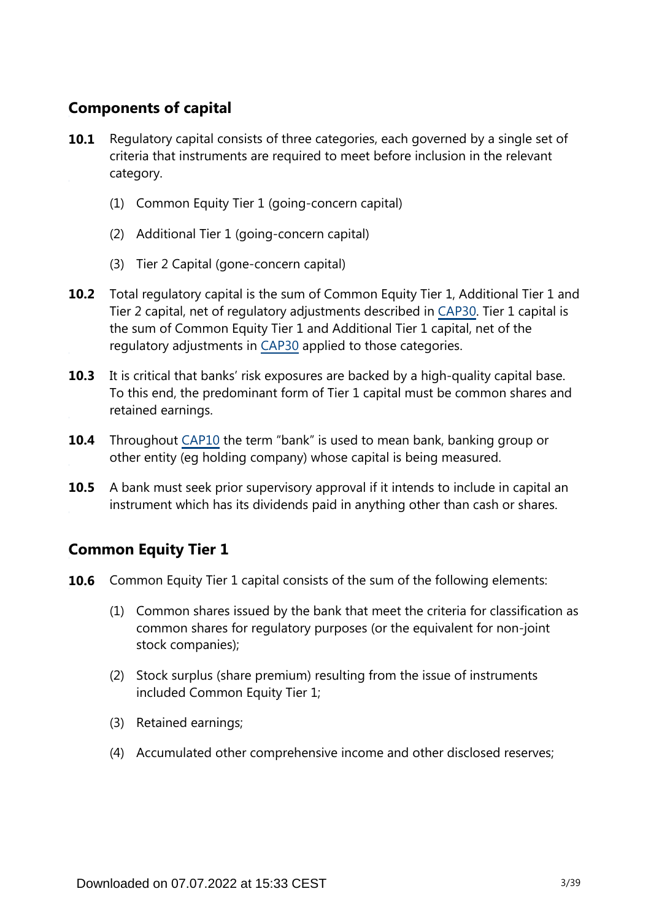## Components of capital

**10.1** Regulatory capital consists of three categories, each governed by a single set of criteria that instruments are required to meet before inclusion in the relevant category.

(1) Common Equity Tier 1 (going-concern capital)

(2) Additional Tier 1 (going-concern capital)

(3) Tier 2 Capital (gone-concern capital)

**10.2** Total regulatory capital is the sum of Common Equity Tier 1, Additional Tier 1 and Tier 2 capital, net of regulatory adjustments described in CAP30. Tier 1 capital is the sum of Common Equity Tier 1 and Additional Tier 1 capital, net of the regulatory adjustments in CAP30 applied to those categories.

**10.3** It is critical that banks' risk exposures are backed by a high-quality capital base. To this end, the predominant form of Tier 1 capital must be common shares and retained earnings.

**10.4** Throughout CAP10 the term "bank" is used to mean bank, banking group or other entity (eg holding company) whose capital is being measured.

**10.5** A bank must seek prior supervisory approval if it intends to include in capital an instrument which has its dividends paid in anything other than cash or shares.

## Common Equity Tier 1

**10.6** Common Equity Tier 1 capital consists of the sum of the following elements:

(1) Common shares issued by the bank that meet the criteria for classification as common shares for regulatory purposes (or the equivalent for non-joint stock companies);

(2) Stock surplus (share premium) resulting from the issue of instruments included Common Equity Tier 1;

(3) Retained earnings;

(4) Accumulated other comprehensive income and other disclosed reserves;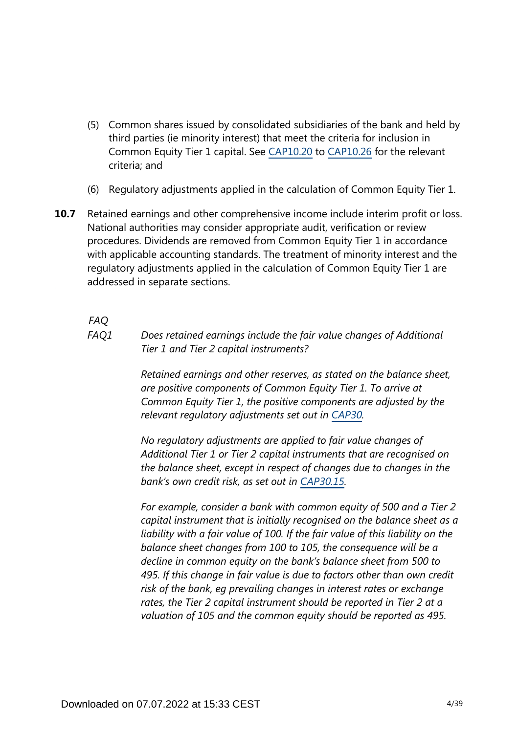(5) Common shares issued by consolidated subsidiaries of the bank and held by third parties (ie minority interest) that meet the criteria for inclusion in Common Equity Tier 1 capital. See CAP10.20 to CAP10.26 for the relevant criteria; and

(6) Regulatory adjustments applied in the calculation of Common Equity Tier 1.

**10.7** Retained earnings and other comprehensive income include interim profit or loss. National authorities may consider appropriate audit, verification or review procedures. Dividends are removed from Common Equity Tier 1 in accordance with applicable accounting standards. The treatment of minority interest and the regulatory adjustments applied in the calculation of Common Equity Tier 1 are addressed in separate sections.

*FAQ*

*FAQ1* *Does retained earnings include the fair value changes of Additional Tier 1 and Tier 2 capital instruments?*

*Retained earnings and other reserves, as stated on the balance sheet, are positive components of Common Equity Tier 1. To arrive at Common Equity Tier 1, the positive components are adjusted by the relevant regulatory adjustments set out in CAP30.*

*No regulatory adjustments are applied to fair value changes of Additional Tier 1 or Tier 2 capital instruments that are recognised on the balance sheet, except in respect of changes due to changes in the bank's own credit risk, as set out in CAP30.15.*

*For example, consider a bank with common equity of 500 and a Tier 2 capital instrument that is initially recognised on the balance sheet as a liability with a fair value of 100. If the fair value of this liability on the balance sheet changes from 100 to 105, the consequence will be a decline in common equity on the bank's balance sheet from 500 to 495. If this change in fair value is due to factors other than own credit risk of the bank, eg prevailing changes in interest rates or exchange rates, the Tier 2 capital instrument should be reported in Tier 2 at a valuation of 105 and the common equity should be reported as 495.*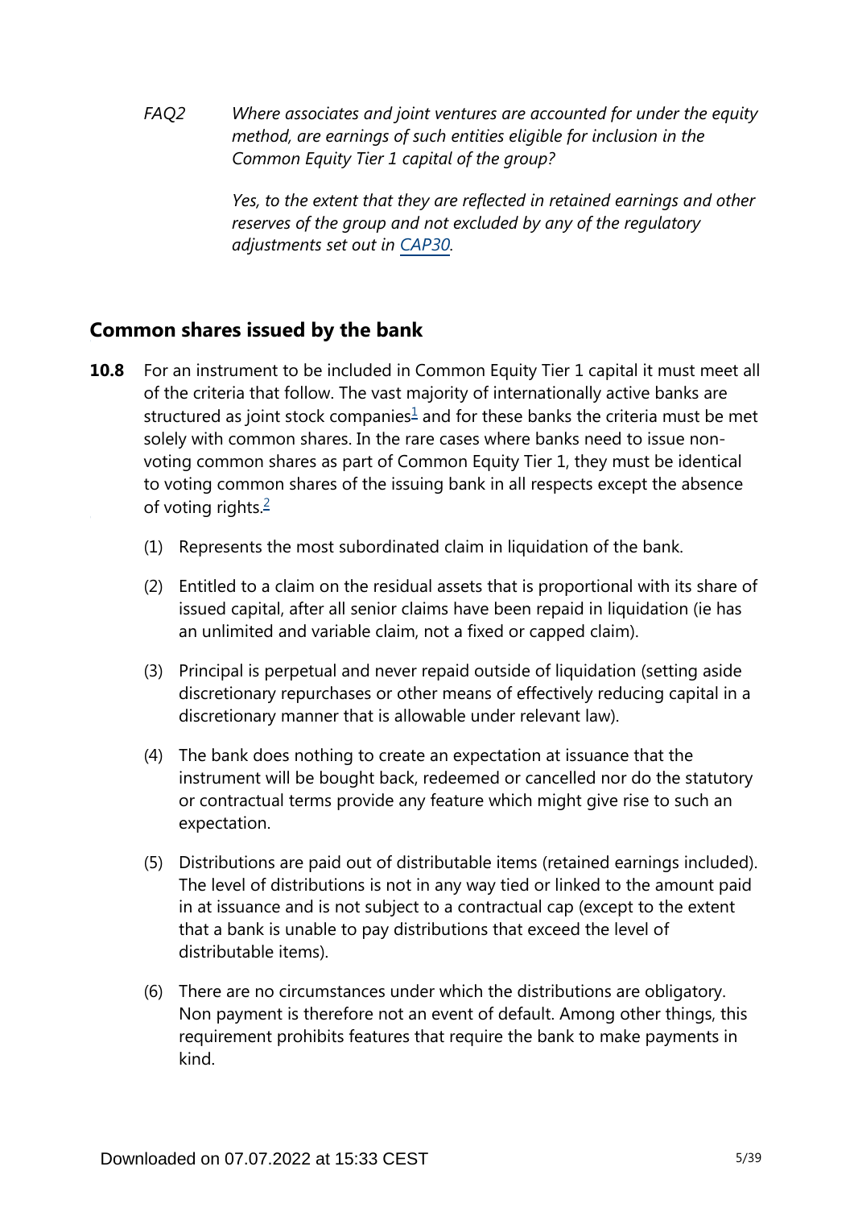*FAQ2* *Where associates and joint ventures are accounted for under the equity method, are earnings of such entities eligible for inclusion in the Common Equity Tier 1 capital of the group?*

*Yes, to the extent that they are reflected in retained earnings and other reserves of the group and not excluded by any of the regulatory adjustments set out in CAP30.*

## Common shares issued by the bank

**10.8** For an instrument to be included in Common Equity Tier 1 capital it must meet all of the criteria that follow. The vast majority of internationally active banks are structured as joint stock companies[1] and for these banks the criteria must be met solely with common shares. In the rare cases where banks need to issue non-voting common shares as part of Common Equity Tier 1, they must be identical to voting common shares of the issuing bank in all respects except the absence of voting rights.[2]

(1) Represents the most subordinated claim in liquidation of the bank.

(2) Entitled to a claim on the residual assets that is proportional with its share of issued capital, after all senior claims have been repaid in liquidation (ie has an unlimited and variable claim, not a fixed or capped claim).

(3) Principal is perpetual and never repaid outside of liquidation (setting aside discretionary repurchases or other means of effectively reducing capital in a discretionary manner that is allowable under relevant law).

(4) The bank does nothing to create an expectation at issuance that the instrument will be bought back, redeemed or cancelled nor do the statutory or contractual terms provide any feature which might give rise to such an expectation.

(5) Distributions are paid out of distributable items (retained earnings included). The level of distributions is not in any way tied or linked to the amount paid in at issuance and is not subject to a contractual cap (except to the extent that a bank is unable to pay distributions that exceed the level of distributable items).

(6) There are no circumstances under which the distributions are obligatory. Non payment is therefore not an event of default. Among other things, this requirement prohibits features that require the bank to make payments in kind.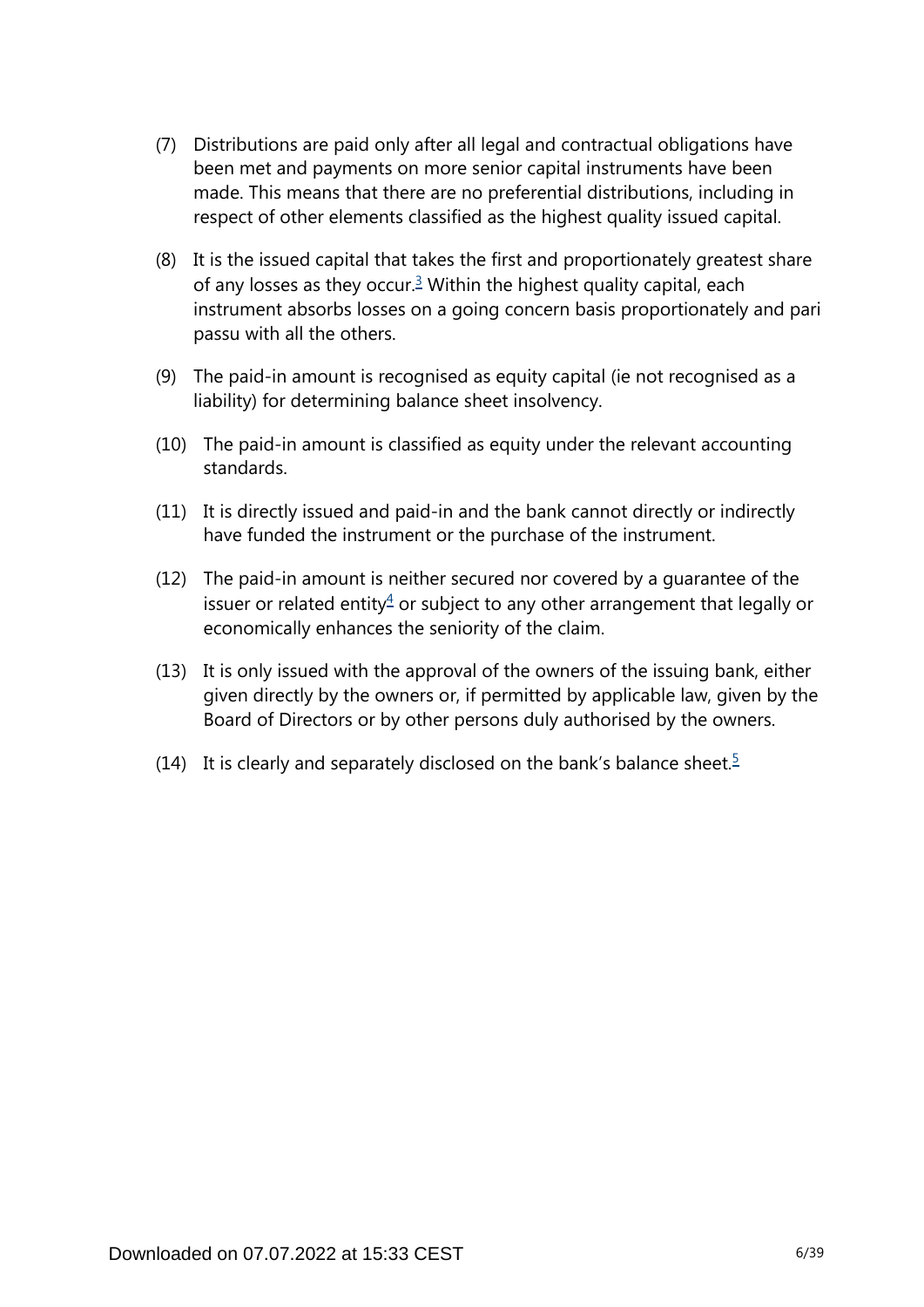(7) Distributions are paid only after all legal and contractual obligations have been met and payments on more senior capital instruments have been made. This means that there are no preferential distributions, including in respect of other elements classified as the highest quality issued capital.

(8) It is the issued capital that takes the first and proportionately greatest share of any losses as they occur.[3] Within the highest quality capital, each instrument absorbs losses on a going concern basis proportionately and pari passu with all the others.

(9) The paid-in amount is recognised as equity capital (ie not recognised as a liability) for determining balance sheet insolvency.

(10) The paid-in amount is classified as equity under the relevant accounting standards.

(11) It is directly issued and paid-in and the bank cannot directly or indirectly have funded the instrument or the purchase of the instrument.

(12) The paid-in amount is neither secured nor covered by a guarantee of the issuer or related entity[4] or subject to any other arrangement that legally or economically enhances the seniority of the claim.

(13) It is only issued with the approval of the owners of the issuing bank, either given directly by the owners or, if permitted by applicable law, given by the Board of Directors or by other persons duly authorised by the owners.

(14) It is clearly and separately disclosed on the bank's balance sheet.[5]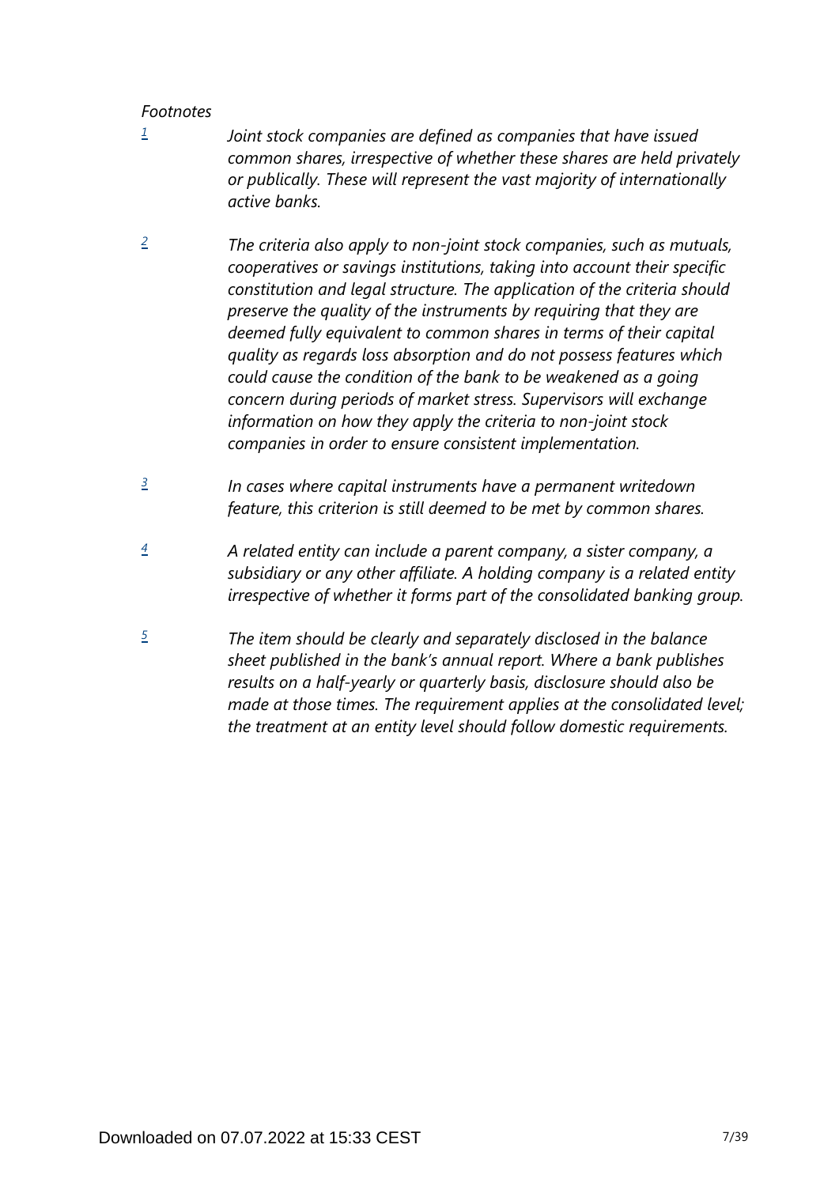*Footnotes*

[1] *Joint stock companies are defined as companies that have issued common shares, irrespective of whether these shares are held privately or publically. These will represent the vast majority of internationally active banks.*

[2] *The criteria also apply to non-joint stock companies, such as mutuals, cooperatives or savings institutions, taking into account their specific constitution and legal structure. The application of the criteria should preserve the quality of the instruments by requiring that they are deemed fully equivalent to common shares in terms of their capital quality as regards loss absorption and do not possess features which could cause the condition of the bank to be weakened as a going concern during periods of market stress. Supervisors will exchange information on how they apply the criteria to non-joint stock companies in order to ensure consistent implementation.*

[3] *In cases where capital instruments have a permanent writedown feature, this criterion is still deemed to be met by common shares.*

[4] *A related entity can include a parent company, a sister company, a subsidiary or any other affiliate. A holding company is a related entity irrespective of whether it forms part of the consolidated banking group.*

[5] *The item should be clearly and separately disclosed in the balance sheet published in the bank's annual report. Where a bank publishes results on a half-yearly or quarterly basis, disclosure should also be made at those times. The requirement applies at the consolidated level; the treatment at an entity level should follow domestic requirements.*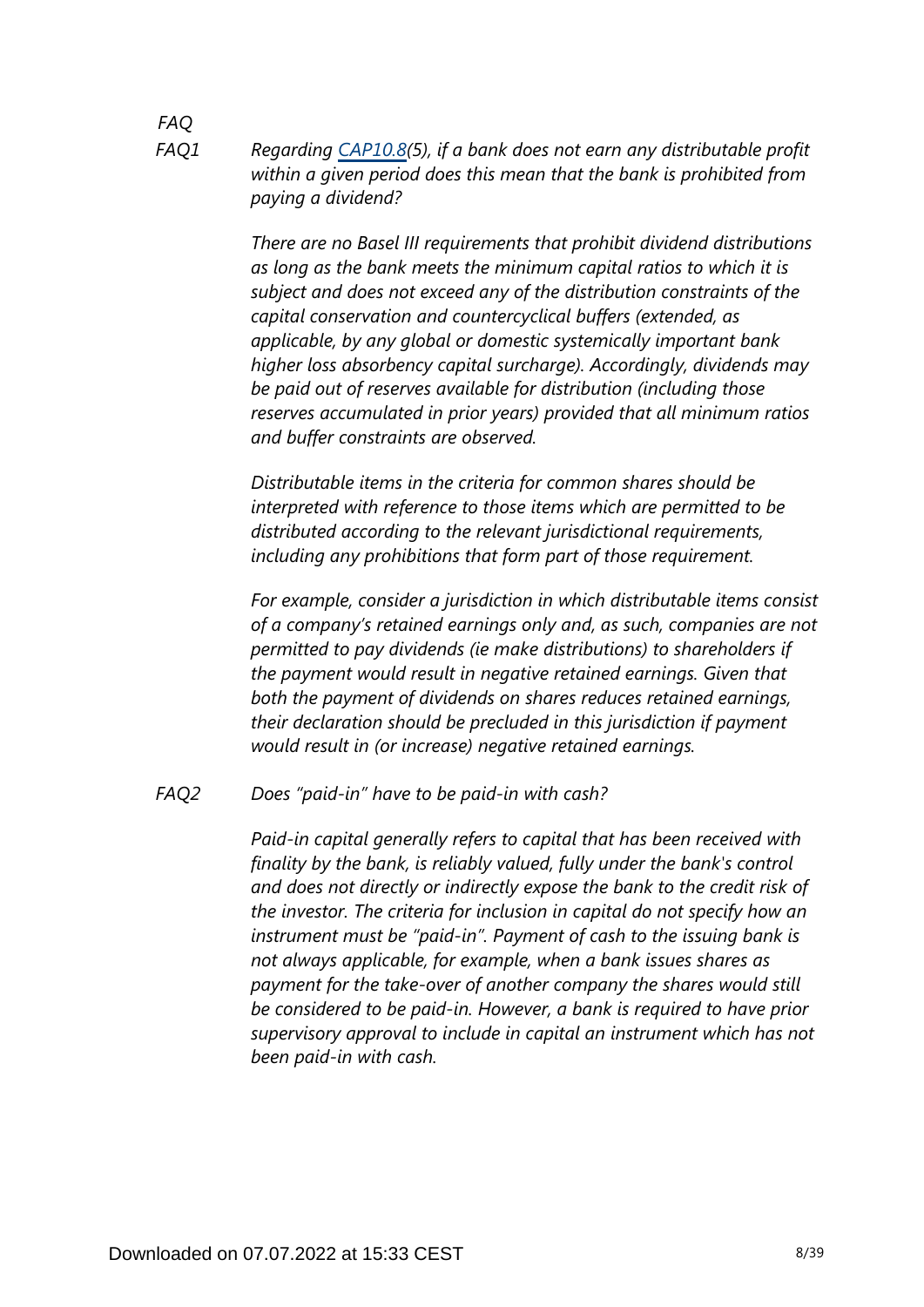*FAQ*

*FAQ1* *Regarding [CAP10.8](5), if a bank does not earn any distributable profit within a given period does this mean that the bank is prohibited from paying a dividend?*

*There are no Basel III requirements that prohibit dividend distributions as long as the bank meets the minimum capital ratios to which it is subject and does not exceed any of the distribution constraints of the capital conservation and countercyclical buffers (extended, as applicable, by any global or domestic systemically important bank higher loss absorbency capital surcharge). Accordingly, dividends may be paid out of reserves available for distribution (including those reserves accumulated in prior years) provided that all minimum ratios and buffer constraints are observed.*

*Distributable items in the criteria for common shares should be interpreted with reference to those items which are permitted to be distributed according to the relevant jurisdictional requirements, including any prohibitions that form part of those requirement.*

*For example, consider a jurisdiction in which distributable items consist of a company's retained earnings only and, as such, companies are not permitted to pay dividends (ie make distributions) to shareholders if the payment would result in negative retained earnings. Given that both the payment of dividends on shares reduces retained earnings, their declaration should be precluded in this jurisdiction if payment would result in (or increase) negative retained earnings.*

*FAQ2* *Does "paid-in" have to be paid-in with cash?*

*Paid-in capital generally refers to capital that has been received with finality by the bank, is reliably valued, fully under the bank's control and does not directly or indirectly expose the bank to the credit risk of the investor. The criteria for inclusion in capital do not specify how an instrument must be "paid-in". Payment of cash to the issuing bank is not always applicable, for example, when a bank issues shares as payment for the take-over of another company the shares would still be considered to be paid-in. However, a bank is required to have prior supervisory approval to include in capital an instrument which has not been paid-in with cash.*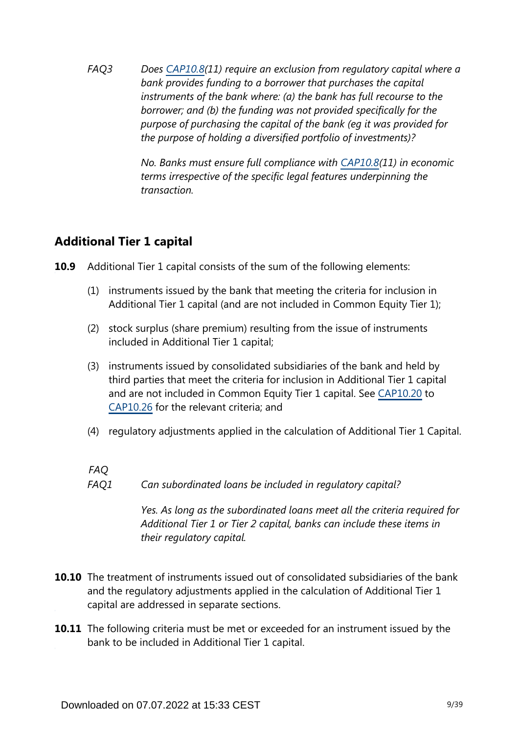FAQ3 *Does [CAP10.8](11) require an exclusion from regulatory capital where a bank provides funding to a borrower that purchases the capital instruments of the bank where: (a) the bank has full recourse to the borrower; and (b) the funding was not provided specifically for the purpose of purchasing the capital of the bank (eg it was provided for the purpose of holding a diversified portfolio of investments)?*

*No. Banks must ensure full compliance with [CAP10.8](11) in economic terms irrespective of the specific legal features underpinning the transaction.*

## Additional Tier 1 capital

**10.9** Additional Tier 1 capital consists of the sum of the following elements:

(1) instruments issued by the bank that meeting the criteria for inclusion in Additional Tier 1 capital (and are not included in Common Equity Tier 1);

(2) stock surplus (share premium) resulting from the issue of instruments included in Additional Tier 1 capital;

(3) instruments issued by consolidated subsidiaries of the bank and held by third parties that meet the criteria for inclusion in Additional Tier 1 capital and are not included in Common Equity Tier 1 capital. See [CAP10.20] to [CAP10.26] for the relevant criteria; and

(4) regulatory adjustments applied in the calculation of Additional Tier 1 Capital.

*FAQ*

FAQ1 *Can subordinated loans be included in regulatory capital?*

*Yes. As long as the subordinated loans meet all the criteria required for Additional Tier 1 or Tier 2 capital, banks can include these items in their regulatory capital.*

**10.10** The treatment of instruments issued out of consolidated subsidiaries of the bank and the regulatory adjustments applied in the calculation of Additional Tier 1 capital are addressed in separate sections.

**10.11** The following criteria must be met or exceeded for an instrument issued by the bank to be included in Additional Tier 1 capital.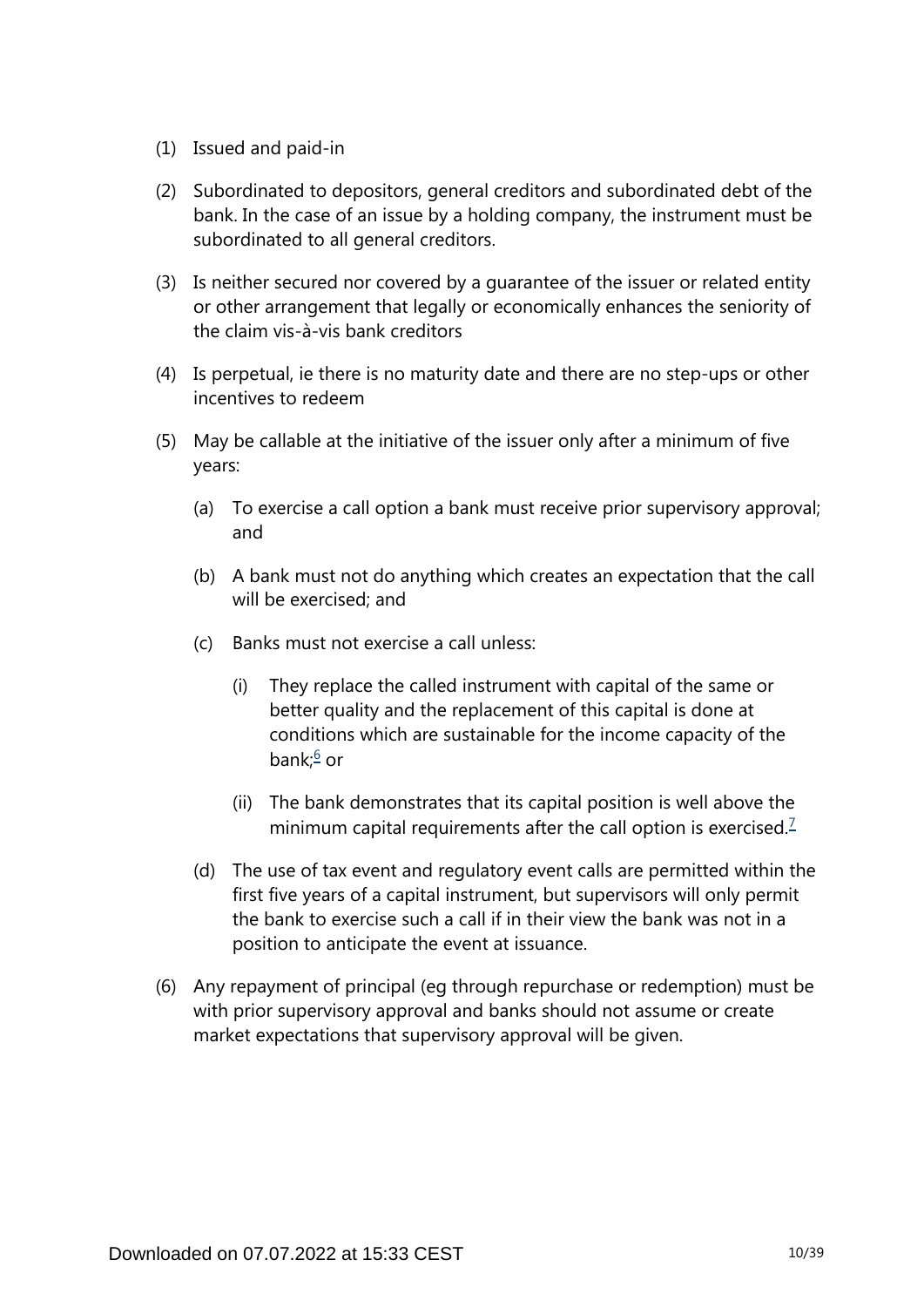(1) Issued and paid-in

(2) Subordinated to depositors, general creditors and subordinated debt of the bank. In the case of an issue by a holding company, the instrument must be subordinated to all general creditors.

(3) Is neither secured nor covered by a guarantee of the issuer or related entity or other arrangement that legally or economically enhances the seniority of the claim vis-à-vis bank creditors

(4) Is perpetual, ie there is no maturity date and there are no step-ups or other incentives to redeem

(5) May be callable at the initiative of the issuer only after a minimum of five years:

   (a) To exercise a call option a bank must receive prior supervisory approval; and

   (b) A bank must not do anything which creates an expectation that the call will be exercised; and

   (c) Banks must not exercise a call unless:

      (i) They replace the called instrument with capital of the same or better quality and the replacement of this capital is done at conditions which are sustainable for the income capacity of the bank;[6] or

      (ii) The bank demonstrates that its capital position is well above the minimum capital requirements after the call option is exercised.[7]

   (d) The use of tax event and regulatory event calls are permitted within the first five years of a capital instrument, but supervisors will only permit the bank to exercise such a call if in their view the bank was not in a position to anticipate the event at issuance.

(6) Any repayment of principal (eg through repurchase or redemption) must be with prior supervisory approval and banks should not assume or create market expectations that supervisory approval will be given.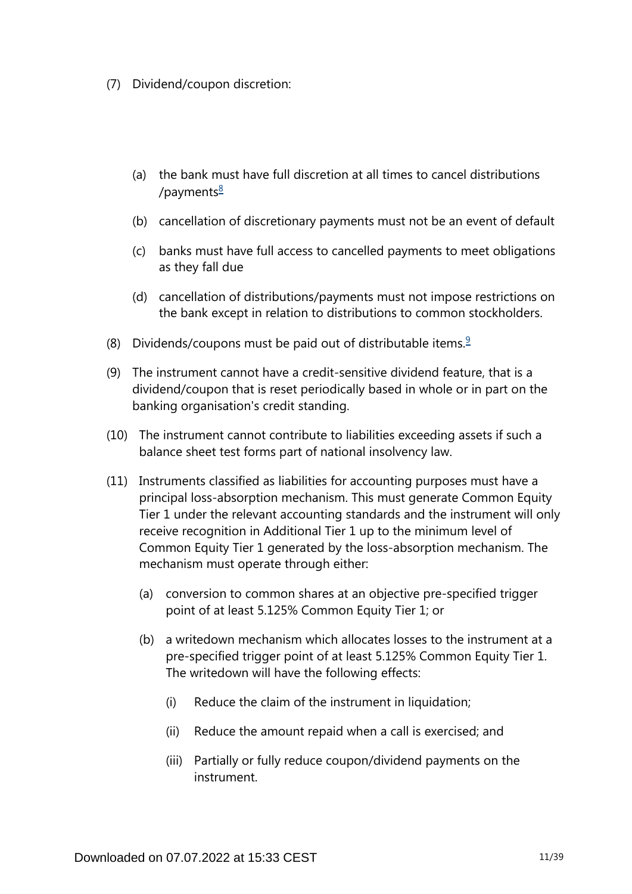(7) Dividend/coupon discretion:

(a) the bank must have full discretion at all times to cancel distributions /payments[8]

(b) cancellation of discretionary payments must not be an event of default

(c) banks must have full access to cancelled payments to meet obligations as they fall due

(d) cancellation of distributions/payments must not impose restrictions on the bank except in relation to distributions to common stockholders.

(8) Dividends/coupons must be paid out of distributable items.[9]

(9) The instrument cannot have a credit-sensitive dividend feature, that is a dividend/coupon that is reset periodically based in whole or in part on the banking organisation's credit standing.

(10) The instrument cannot contribute to liabilities exceeding assets if such a balance sheet test forms part of national insolvency law.

(11) Instruments classified as liabilities for accounting purposes must have a principal loss-absorption mechanism. This must generate Common Equity Tier 1 under the relevant accounting standards and the instrument will only receive recognition in Additional Tier 1 up to the minimum level of Common Equity Tier 1 generated by the loss-absorption mechanism. The mechanism must operate through either:

(a) conversion to common shares at an objective pre-specified trigger point of at least 5.125% Common Equity Tier 1; or

(b) a writedown mechanism which allocates losses to the instrument at a pre-specified trigger point of at least 5.125% Common Equity Tier 1. The writedown will have the following effects:

(i) Reduce the claim of the instrument in liquidation;

(ii) Reduce the amount repaid when a call is exercised; and

(iii) Partially or fully reduce coupon/dividend payments on the instrument.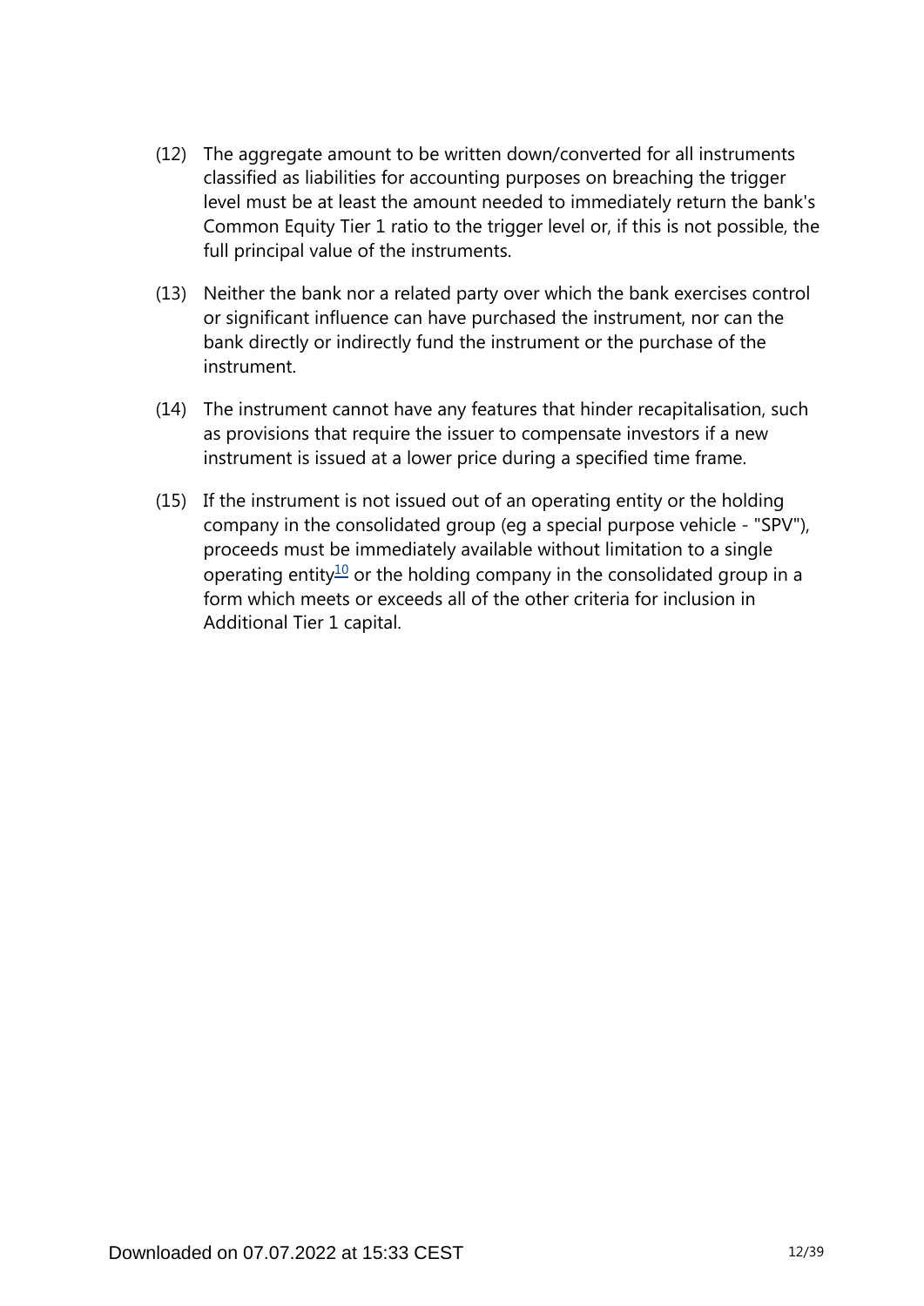(12) The aggregate amount to be written down/converted for all instruments classified as liabilities for accounting purposes on breaching the trigger level must be at least the amount needed to immediately return the bank's Common Equity Tier 1 ratio to the trigger level or, if this is not possible, the full principal value of the instruments.

(13) Neither the bank nor a related party over which the bank exercises control or significant influence can have purchased the instrument, nor can the bank directly or indirectly fund the instrument or the purchase of the instrument.

(14) The instrument cannot have any features that hinder recapitalisation, such as provisions that require the issuer to compensate investors if a new instrument is issued at a lower price during a specified time frame.

(15) If the instrument is not issued out of an operating entity or the holding company in the consolidated group (eg a special purpose vehicle - "SPV"), proceeds must be immediately available without limitation to a single operating entity[10] or the holding company in the consolidated group in a form which meets or exceeds all of the other criteria for inclusion in Additional Tier 1 capital.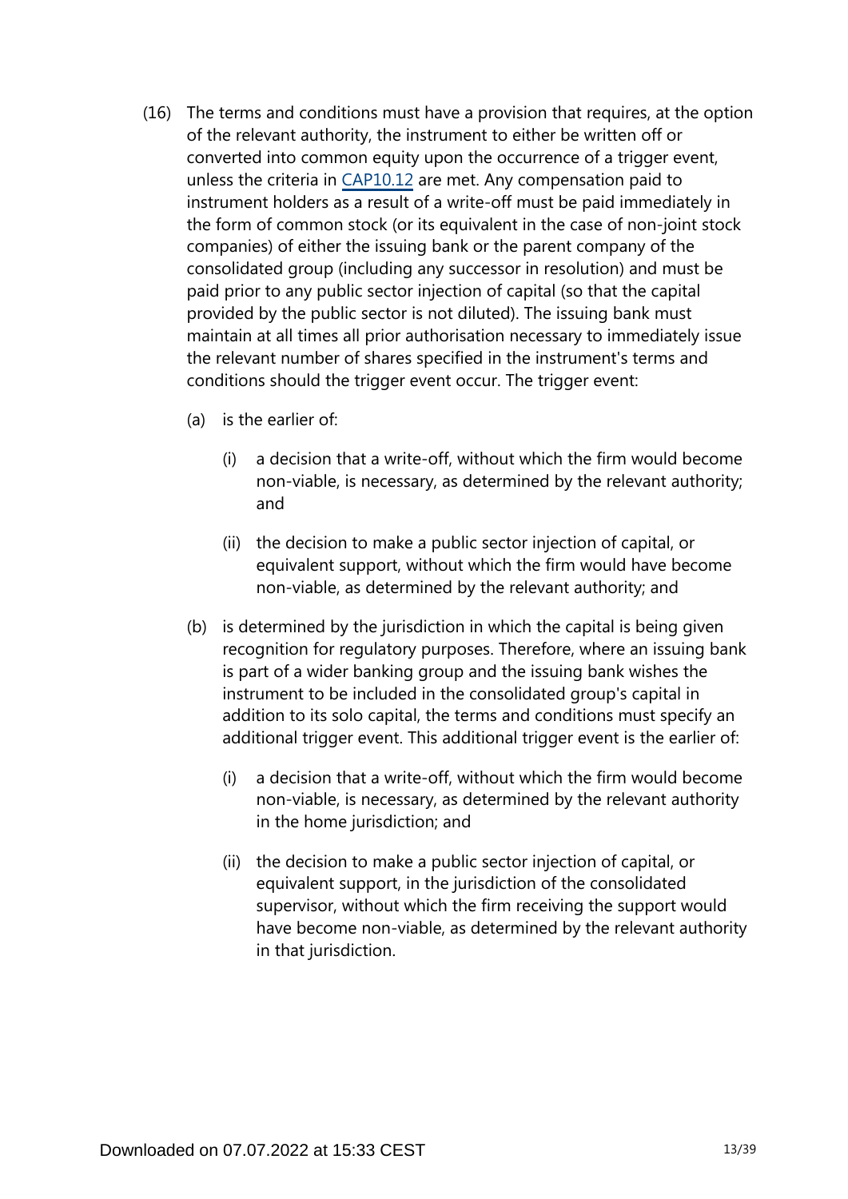(16) The terms and conditions must have a provision that requires, at the option of the relevant authority, the instrument to either be written off or converted into common equity upon the occurrence of a trigger event, unless the criteria in CAP10.12 are met. Any compensation paid to instrument holders as a result of a write-off must be paid immediately in the form of common stock (or its equivalent in the case of non-joint stock companies) of either the issuing bank or the parent company of the consolidated group (including any successor in resolution) and must be paid prior to any public sector injection of capital (so that the capital provided by the public sector is not diluted). The issuing bank must maintain at all times all prior authorisation necessary to immediately issue the relevant number of shares specified in the instrument's terms and conditions should the trigger event occur. The trigger event:

- (a) is the earlier of:
  - (i) a decision that a write-off, without which the firm would become non-viable, is necessary, as determined by the relevant authority; and
  - (ii) the decision to make a public sector injection of capital, or equivalent support, without which the firm would have become non-viable, as determined by the relevant authority; and
- (b) is determined by the jurisdiction in which the capital is being given recognition for regulatory purposes. Therefore, where an issuing bank is part of a wider banking group and the issuing bank wishes the instrument to be included in the consolidated group's capital in addition to its solo capital, the terms and conditions must specify an additional trigger event. This additional trigger event is the earlier of:
  - (i) a decision that a write-off, without which the firm would become non-viable, is necessary, as determined by the relevant authority in the home jurisdiction; and
  - (ii) the decision to make a public sector injection of capital, or equivalent support, in the jurisdiction of the consolidated supervisor, without which the firm receiving the support would have become non-viable, as determined by the relevant authority in that jurisdiction.

Downloaded on 07.07.2022 at 15:33 CEST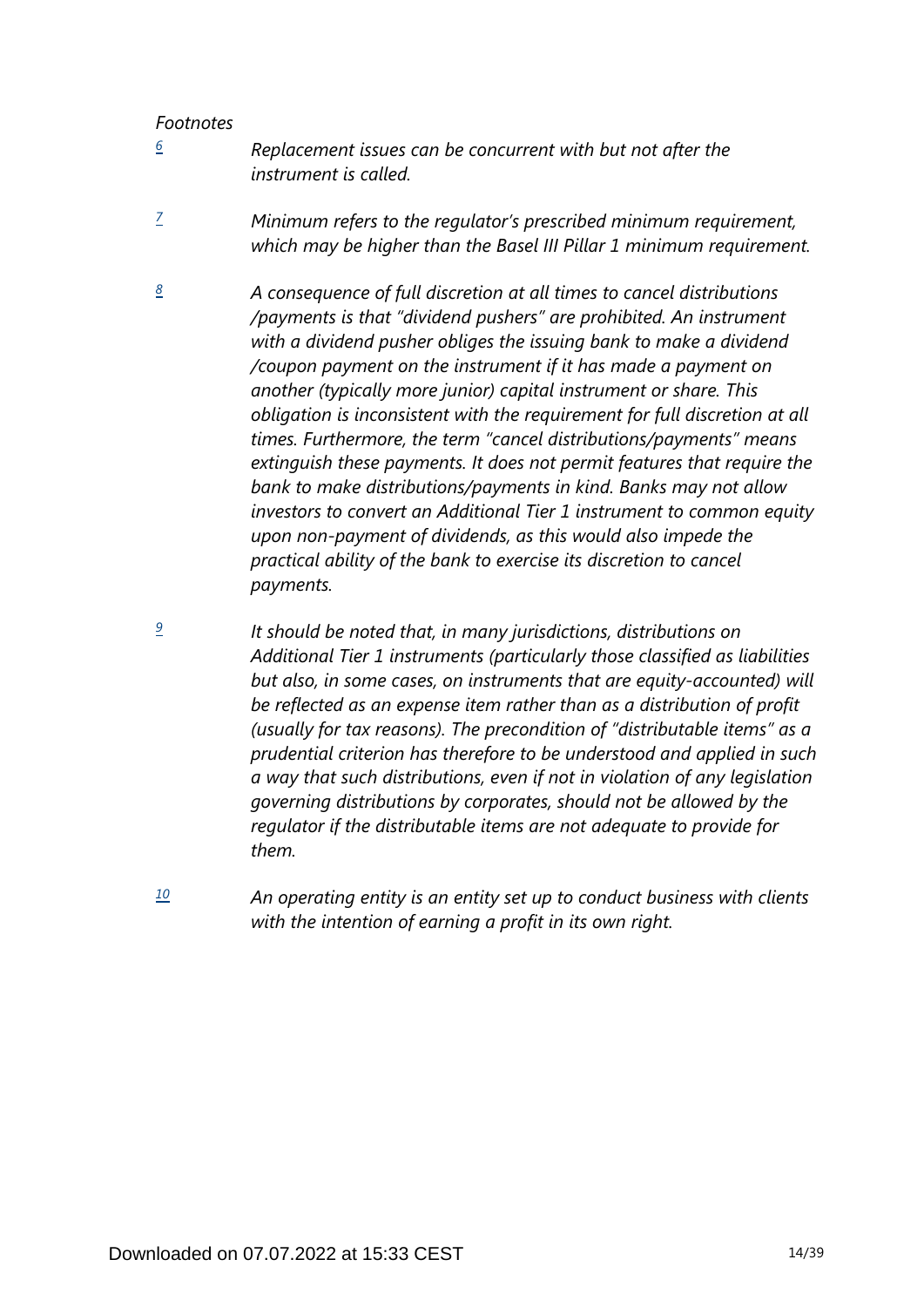*Footnotes*

[6] *Replacement issues can be concurrent with but not after the instrument is called.*

[7] *Minimum refers to the regulator's prescribed minimum requirement, which may be higher than the Basel III Pillar 1 minimum requirement.*

[8] *A consequence of full discretion at all times to cancel distributions /payments is that "dividend pushers" are prohibited. An instrument with a dividend pusher obliges the issuing bank to make a dividend /coupon payment on the instrument if it has made a payment on another (typically more junior) capital instrument or share. This obligation is inconsistent with the requirement for full discretion at all times. Furthermore, the term "cancel distributions/payments" means extinguish these payments. It does not permit features that require the bank to make distributions/payments in kind. Banks may not allow investors to convert an Additional Tier 1 instrument to common equity upon non-payment of dividends, as this would also impede the practical ability of the bank to exercise its discretion to cancel payments.*

[9] *It should be noted that, in many jurisdictions, distributions on Additional Tier 1 instruments (particularly those classified as liabilities but also, in some cases, on instruments that are equity-accounted) will be reflected as an expense item rather than as a distribution of profit (usually for tax reasons). The precondition of "distributable items" as a prudential criterion has therefore to be understood and applied in such a way that such distributions, even if not in violation of any legislation governing distributions by corporates, should not be allowed by the regulator if the distributable items are not adequate to provide for them.*

[10] *An operating entity is an entity set up to conduct business with clients with the intention of earning a profit in its own right.*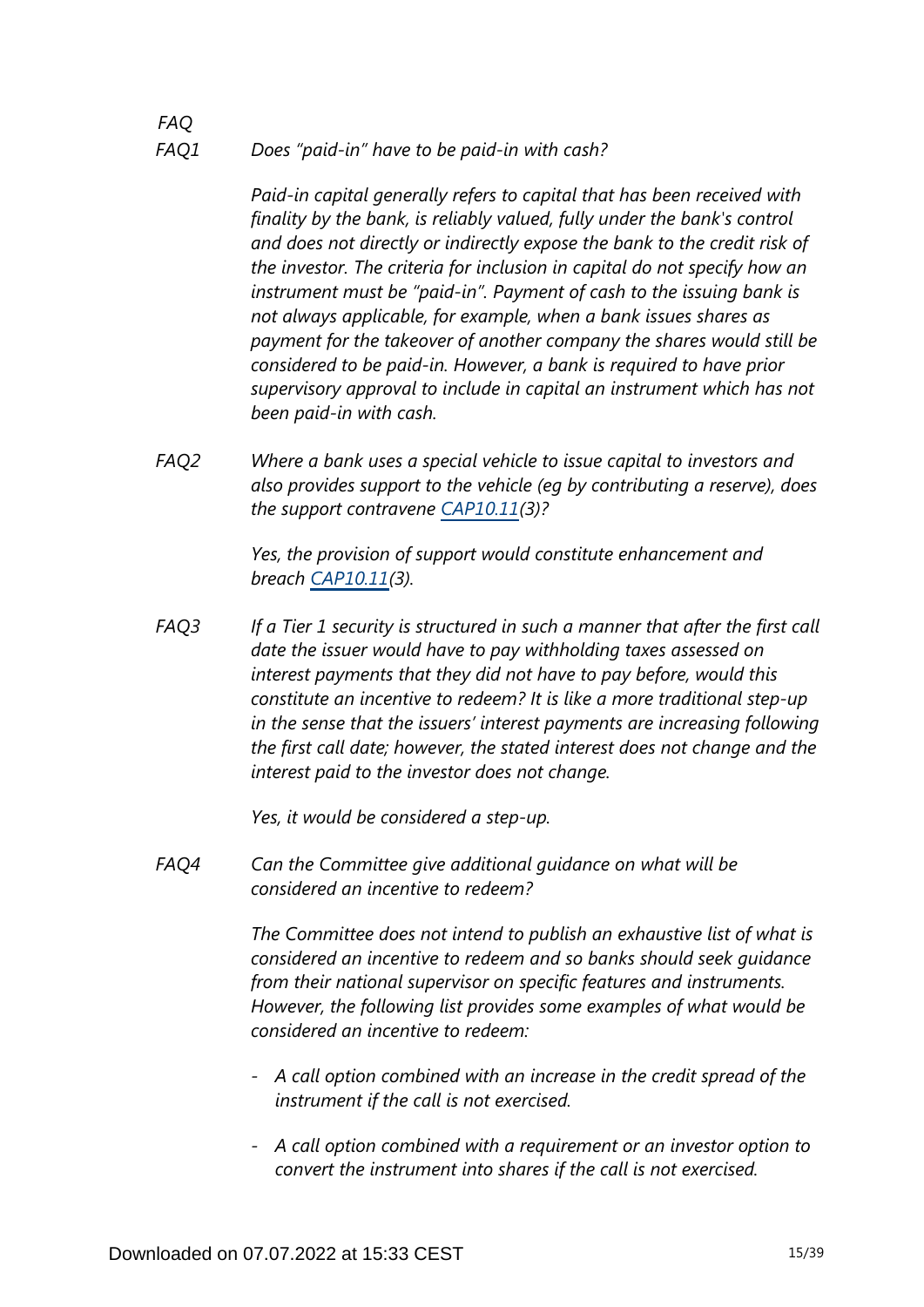*FAQ*

*FAQ1* *Does "paid-in" have to be paid-in with cash?*

*Paid-in capital generally refers to capital that has been received with finality by the bank, is reliably valued, fully under the bank's control and does not directly or indirectly expose the bank to the credit risk of the investor. The criteria for inclusion in capital do not specify how an instrument must be "paid-in". Payment of cash to the issuing bank is not always applicable, for example, when a bank issues shares as payment for the takeover of another company the shares would still be considered to be paid-in. However, a bank is required to have prior supervisory approval to include in capital an instrument which has not been paid-in with cash.*

*FAQ2* *Where a bank uses a special vehicle to issue capital to investors and also provides support to the vehicle (eg by contributing a reserve), does the support contravene CAP10.11(3)?*

*Yes, the provision of support would constitute enhancement and breach CAP10.11(3).*

*FAQ3* *If a Tier 1 security is structured in such a manner that after the first call date the issuer would have to pay withholding taxes assessed on interest payments that they did not have to pay before, would this constitute an incentive to redeem? It is like a more traditional step-up in the sense that the issuers' interest payments are increasing following the first call date; however, the stated interest does not change and the interest paid to the investor does not change.*

*Yes, it would be considered a step-up.*

*FAQ4* *Can the Committee give additional guidance on what will be considered an incentive to redeem?*

*The Committee does not intend to publish an exhaustive list of what is considered an incentive to redeem and so banks should seek guidance from their national supervisor on specific features and instruments. However, the following list provides some examples of what would be considered an incentive to redeem:*

- *A call option combined with an increase in the credit spread of the instrument if the call is not exercised.*
- *A call option combined with a requirement or an investor option to convert the instrument into shares if the call is not exercised.*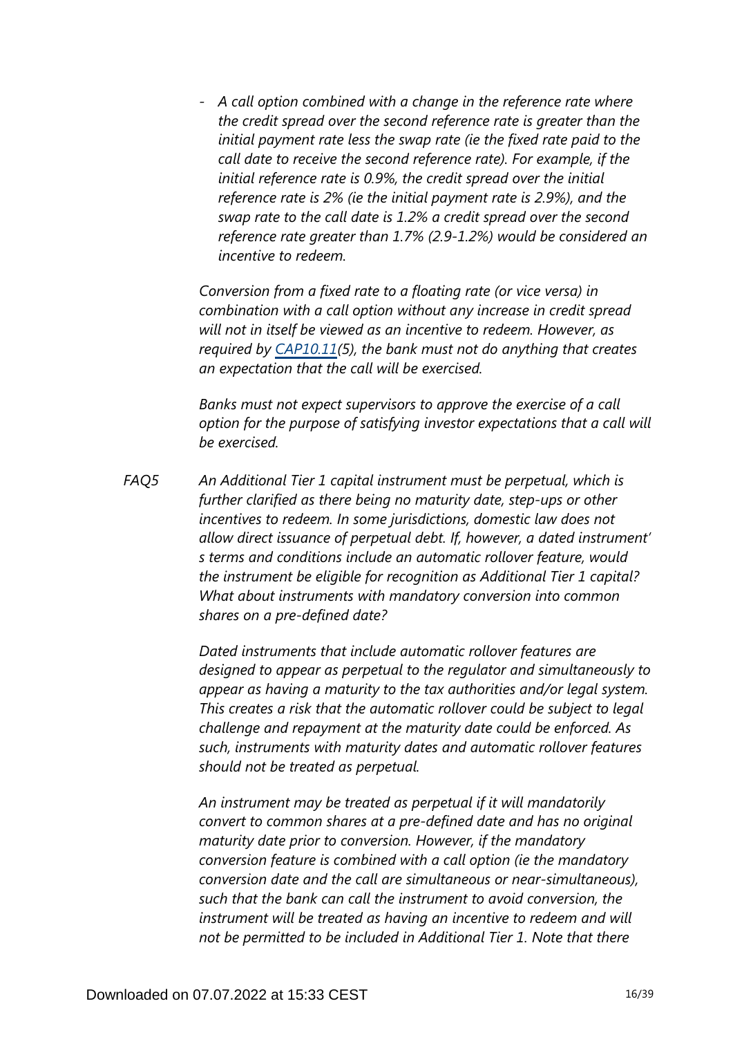- *A call option combined with a change in the reference rate where the credit spread over the second reference rate is greater than the initial payment rate less the swap rate (ie the fixed rate paid to the call date to receive the second reference rate). For example, if the initial reference rate is 0.9%, the credit spread over the initial reference rate is 2% (ie the initial payment rate is 2.9%), and the swap rate to the call date is 1.2% a credit spread over the second reference rate greater than 1.7% (2.9-1.2%) would be considered an incentive to redeem.*

*Conversion from a fixed rate to a floating rate (or vice versa) in combination with a call option without any increase in credit spread will not in itself be viewed as an incentive to redeem. However, as required by [CAP10.11](5), the bank must not do anything that creates an expectation that the call will be exercised.*

*Banks must not expect supervisors to approve the exercise of a call option for the purpose of satisfying investor expectations that a call will be exercised.*

*FAQ5* *An Additional Tier 1 capital instrument must be perpetual, which is further clarified as there being no maturity date, step-ups or other incentives to redeem. In some jurisdictions, domestic law does not allow direct issuance of perpetual debt. If, however, a dated instrument's terms and conditions include an automatic rollover feature, would the instrument be eligible for recognition as Additional Tier 1 capital? What about instruments with mandatory conversion into common shares on a pre-defined date?*

*Dated instruments that include automatic rollover features are designed to appear as perpetual to the regulator and simultaneously to appear as having a maturity to the tax authorities and/or legal system. This creates a risk that the automatic rollover could be subject to legal challenge and repayment at the maturity date could be enforced. As such, instruments with maturity dates and automatic rollover features should not be treated as perpetual.*

*An instrument may be treated as perpetual if it will mandatorily convert to common shares at a pre-defined date and has no original maturity date prior to conversion. However, if the mandatory conversion feature is combined with a call option (ie the mandatory conversion date and the call are simultaneous or near-simultaneous), such that the bank can call the instrument to avoid conversion, the instrument will be treated as having an incentive to redeem and will not be permitted to be included in Additional Tier 1. Note that there*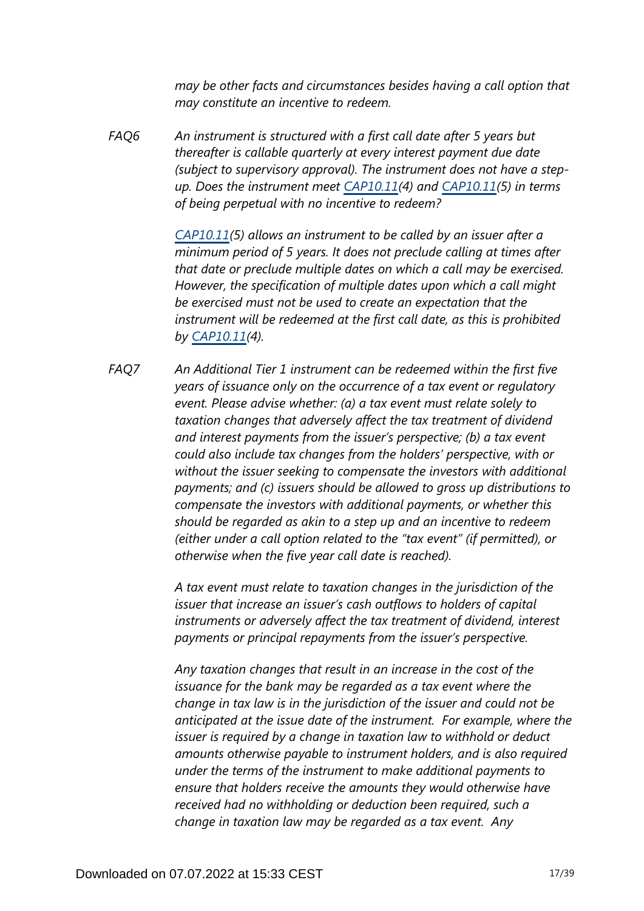*may be other facts and circumstances besides having a call option that may constitute an incentive to redeem.*

FAQ6 *An instrument is structured with a first call date after 5 years but thereafter is callable quarterly at every interest payment due date (subject to supervisory approval). The instrument does not have a step-up. Does the instrument meet CAP10.11(4) and CAP10.11(5) in terms of being perpetual with no incentive to redeem?*

*CAP10.11(5) allows an instrument to be called by an issuer after a minimum period of 5 years. It does not preclude calling at times after that date or preclude multiple dates on which a call may be exercised. However, the specification of multiple dates upon which a call might be exercised must not be used to create an expectation that the instrument will be redeemed at the first call date, as this is prohibited by CAP10.11(4).*

FAQ7 *An Additional Tier 1 instrument can be redeemed within the first five years of issuance only on the occurrence of a tax event or regulatory event. Please advise whether: (a) a tax event must relate solely to taxation changes that adversely affect the tax treatment of dividend and interest payments from the issuer's perspective; (b) a tax event could also include tax changes from the holders' perspective, with or without the issuer seeking to compensate the investors with additional payments; and (c) issuers should be allowed to gross up distributions to compensate the investors with additional payments, or whether this should be regarded as akin to a step up and an incentive to redeem (either under a call option related to the "tax event" (if permitted), or otherwise when the five year call date is reached).*

*A tax event must relate to taxation changes in the jurisdiction of the issuer that increase an issuer's cash outflows to holders of capital instruments or adversely affect the tax treatment of dividend, interest payments or principal repayments from the issuer's perspective.*

*Any taxation changes that result in an increase in the cost of the issuance for the bank may be regarded as a tax event where the change in tax law is in the jurisdiction of the issuer and could not be anticipated at the issue date of the instrument. For example, where the issuer is required by a change in taxation law to withhold or deduct amounts otherwise payable to instrument holders, and is also required under the terms of the instrument to make additional payments to ensure that holders receive the amounts they would otherwise have received had no withholding or deduction been required, such a change in taxation law may be regarded as a tax event. Any*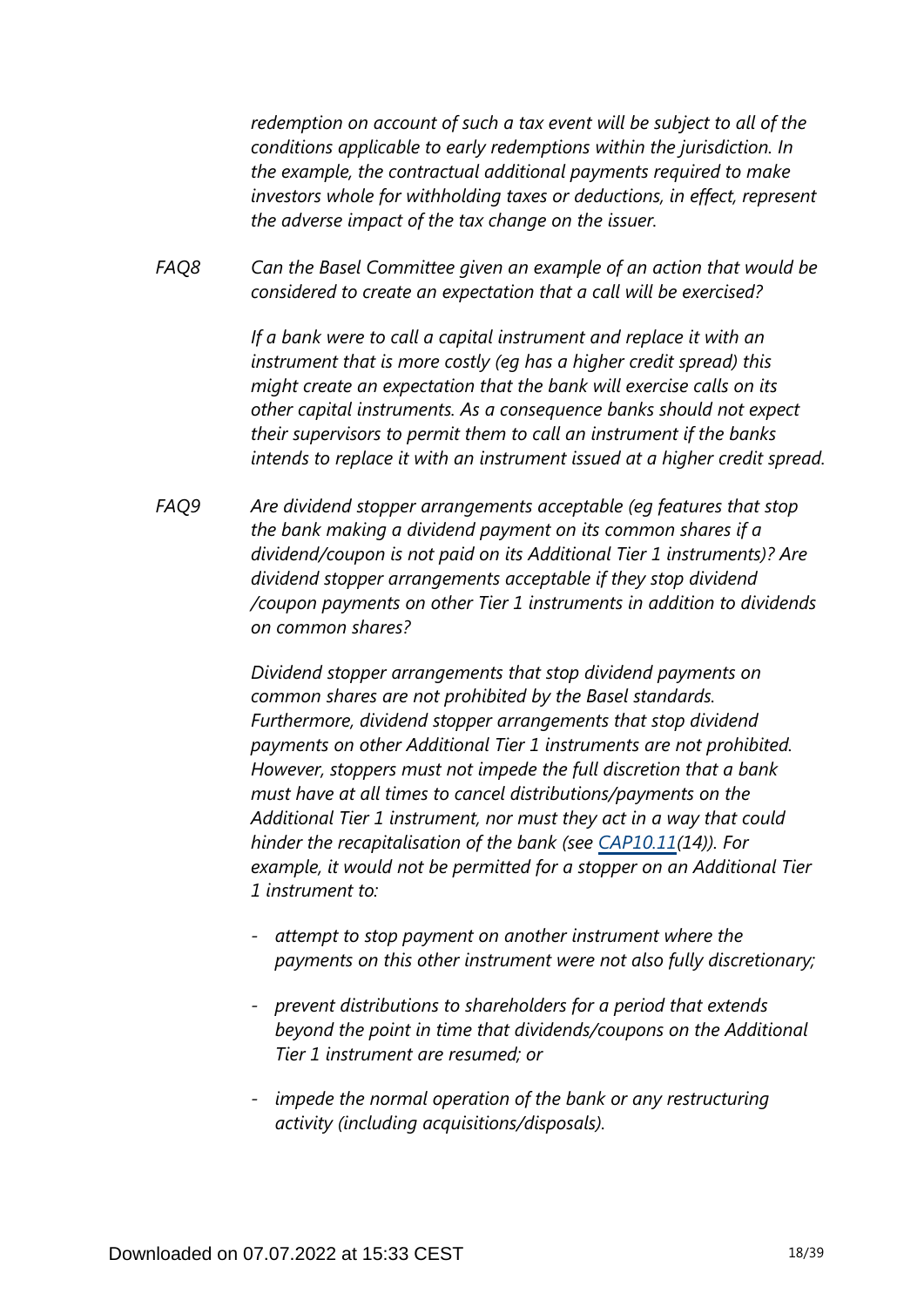*redemption on account of such a tax event will be subject to all of the conditions applicable to early redemptions within the jurisdiction. In the example, the contractual additional payments required to make investors whole for withholding taxes or deductions, in effect, represent the adverse impact of the tax change on the issuer.*

FAQ8 *Can the Basel Committee given an example of an action that would be considered to create an expectation that a call will be exercised?*

*If a bank were to call a capital instrument and replace it with an instrument that is more costly (eg has a higher credit spread) this might create an expectation that the bank will exercise calls on its other capital instruments. As a consequence banks should not expect their supervisors to permit them to call an instrument if the banks intends to replace it with an instrument issued at a higher credit spread.*

FAQ9 *Are dividend stopper arrangements acceptable (eg features that stop the bank making a dividend payment on its common shares if a dividend/coupon is not paid on its Additional Tier 1 instruments)? Are dividend stopper arrangements acceptable if they stop dividend /coupon payments on other Tier 1 instruments in addition to dividends on common shares?*

*Dividend stopper arrangements that stop dividend payments on common shares are not prohibited by the Basel standards. Furthermore, dividend stopper arrangements that stop dividend payments on other Additional Tier 1 instruments are not prohibited. However, stoppers must not impede the full discretion that a bank must have at all times to cancel distributions/payments on the Additional Tier 1 instrument, nor must they act in a way that could hinder the recapitalisation of the bank (see CAP10.11(14)). For example, it would not be permitted for a stopper on an Additional Tier 1 instrument to:*

- *attempt to stop payment on another instrument where the payments on this other instrument were not also fully discretionary;*
- *prevent distributions to shareholders for a period that extends beyond the point in time that dividends/coupons on the Additional Tier 1 instrument are resumed; or*
- *impede the normal operation of the bank or any restructuring activity (including acquisitions/disposals).*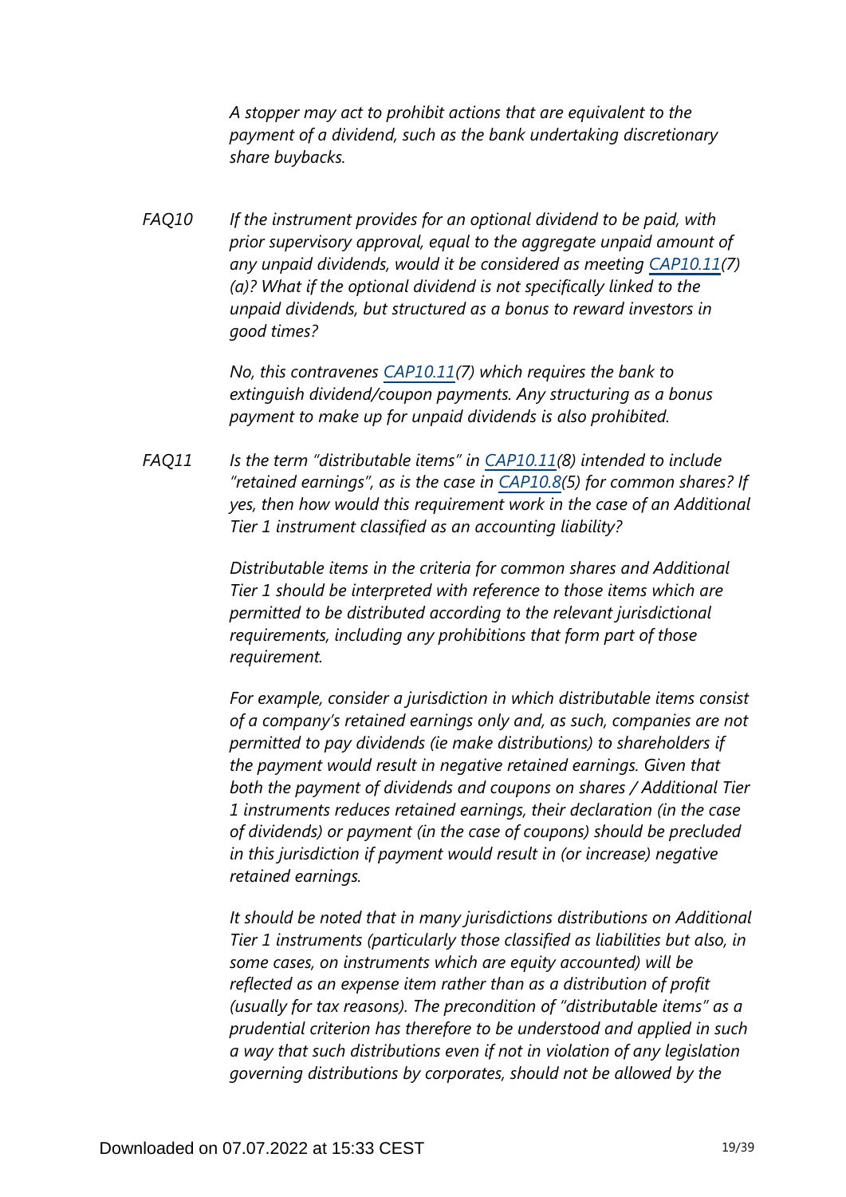*A stopper may act to prohibit actions that are equivalent to the payment of a dividend, such as the bank undertaking discretionary share buybacks.*

FAQ10 *If the instrument provides for an optional dividend to be paid, with prior supervisory approval, equal to the aggregate unpaid amount of any unpaid dividends, would it be considered as meeting CAP10.11(7)(a)? What if the optional dividend is not specifically linked to the unpaid dividends, but structured as a bonus to reward investors in good times?*

*No, this contravenes CAP10.11(7) which requires the bank to extinguish dividend/coupon payments. Any structuring as a bonus payment to make up for unpaid dividends is also prohibited.*

FAQ11 *Is the term "distributable items" in CAP10.11(8) intended to include "retained earnings", as is the case in CAP10.8(5) for common shares? If yes, then how would this requirement work in the case of an Additional Tier 1 instrument classified as an accounting liability?*

*Distributable items in the criteria for common shares and Additional Tier 1 should be interpreted with reference to those items which are permitted to be distributed according to the relevant jurisdictional requirements, including any prohibitions that form part of those requirement.*

*For example, consider a jurisdiction in which distributable items consist of a company's retained earnings only and, as such, companies are not permitted to pay dividends (ie make distributions) to shareholders if the payment would result in negative retained earnings. Given that both the payment of dividends and coupons on shares / Additional Tier 1 instruments reduces retained earnings, their declaration (in the case of dividends) or payment (in the case of coupons) should be precluded in this jurisdiction if payment would result in (or increase) negative retained earnings.*

*It should be noted that in many jurisdictions distributions on Additional Tier 1 instruments (particularly those classified as liabilities but also, in some cases, on instruments which are equity accounted) will be reflected as an expense item rather than as a distribution of profit (usually for tax reasons). The precondition of "distributable items" as a prudential criterion has therefore to be understood and applied in such a way that such distributions even if not in violation of any legislation governing distributions by corporates, should not be allowed by the*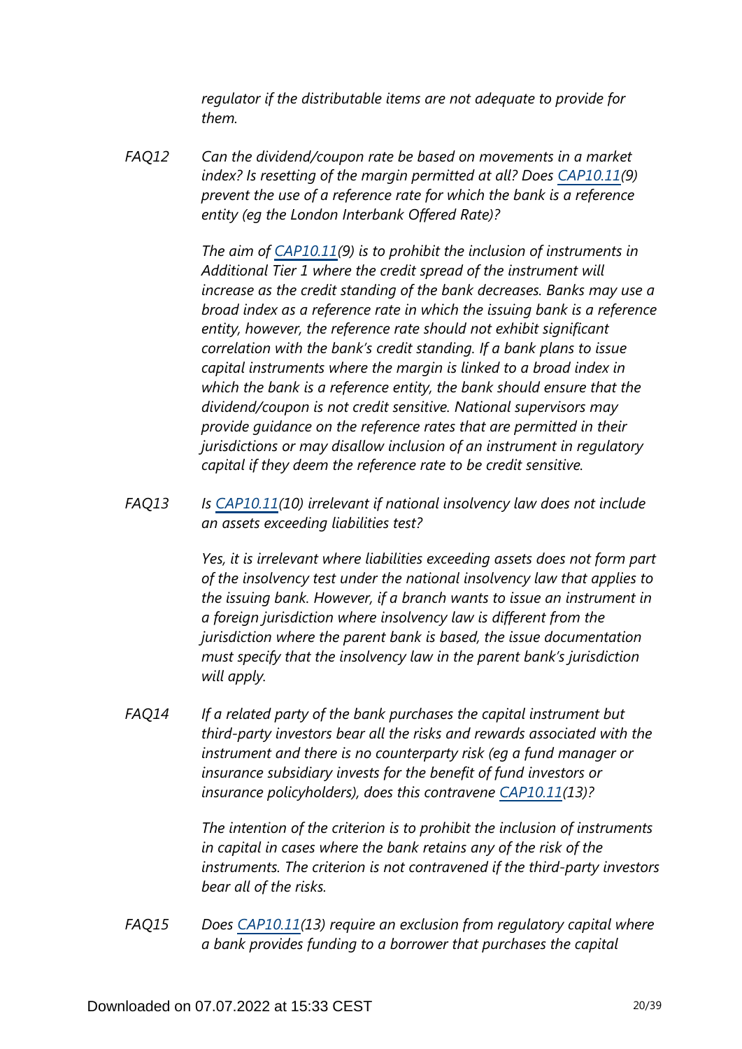*regulator if the distributable items are not adequate to provide for them.*

FAQ12 *Can the dividend/coupon rate be based on movements in a market index? Is resetting of the margin permitted at all? Does CAP10.11(9) prevent the use of a reference rate for which the bank is a reference entity (eg the London Interbank Offered Rate)?*

*The aim of CAP10.11(9) is to prohibit the inclusion of instruments in Additional Tier 1 where the credit spread of the instrument will increase as the credit standing of the bank decreases. Banks may use a broad index as a reference rate in which the issuing bank is a reference entity, however, the reference rate should not exhibit significant correlation with the bank's credit standing. If a bank plans to issue capital instruments where the margin is linked to a broad index in which the bank is a reference entity, the bank should ensure that the dividend/coupon is not credit sensitive. National supervisors may provide guidance on the reference rates that are permitted in their jurisdictions or may disallow inclusion of an instrument in regulatory capital if they deem the reference rate to be credit sensitive.*

FAQ13 *Is CAP10.11(10) irrelevant if national insolvency law does not include an assets exceeding liabilities test?*

*Yes, it is irrelevant where liabilities exceeding assets does not form part of the insolvency test under the national insolvency law that applies to the issuing bank. However, if a branch wants to issue an instrument in a foreign jurisdiction where insolvency law is different from the jurisdiction where the parent bank is based, the issue documentation must specify that the insolvency law in the parent bank's jurisdiction will apply.*

FAQ14 *If a related party of the bank purchases the capital instrument but third-party investors bear all the risks and rewards associated with the instrument and there is no counterparty risk (eg a fund manager or insurance subsidiary invests for the benefit of fund investors or insurance policyholders), does this contravene CAP10.11(13)?*

*The intention of the criterion is to prohibit the inclusion of instruments in capital in cases where the bank retains any of the risk of the instruments. The criterion is not contravened if the third-party investors bear all of the risks.*

FAQ15 *Does CAP10.11(13) require an exclusion from regulatory capital where a bank provides funding to a borrower that purchases the capital*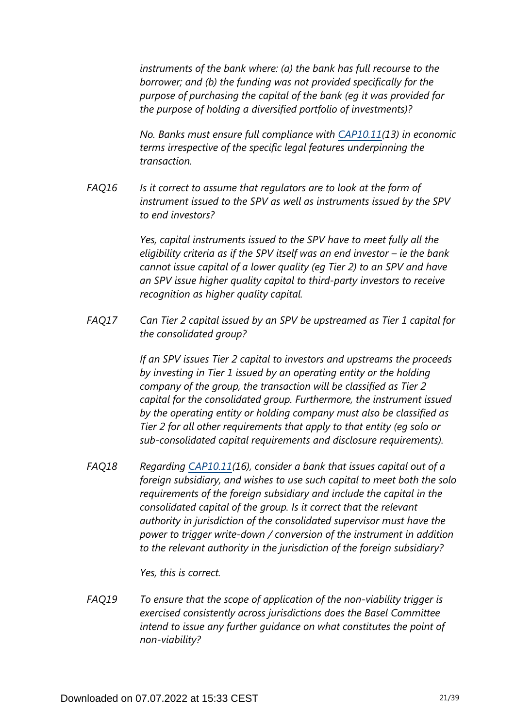*instruments of the bank where: (a) the bank has full recourse to the borrower; and (b) the funding was not provided specifically for the purpose of purchasing the capital of the bank (eg it was provided for the purpose of holding a diversified portfolio of investments)?*

*No. Banks must ensure full compliance with [CAP10.11](13) in economic terms irrespective of the specific legal features underpinning the transaction.*

*FAQ16* *Is it correct to assume that regulators are to look at the form of instrument issued to the SPV as well as instruments issued by the SPV to end investors?*

*Yes, capital instruments issued to the SPV have to meet fully all the eligibility criteria as if the SPV itself was an end investor – ie the bank cannot issue capital of a lower quality (eg Tier 2) to an SPV and have an SPV issue higher quality capital to third-party investors to receive recognition as higher quality capital.*

*FAQ17* *Can Tier 2 capital issued by an SPV be upstreamed as Tier 1 capital for the consolidated group?*

*If an SPV issues Tier 2 capital to investors and upstreams the proceeds by investing in Tier 1 issued by an operating entity or the holding company of the group, the transaction will be classified as Tier 2 capital for the consolidated group. Furthermore, the instrument issued by the operating entity or holding company must also be classified as Tier 2 for all other requirements that apply to that entity (eg solo or sub-consolidated capital requirements and disclosure requirements).*

*FAQ18* *Regarding [CAP10.11](16), consider a bank that issues capital out of a foreign subsidiary, and wishes to use such capital to meet both the solo requirements of the foreign subsidiary and include the capital in the consolidated capital of the group. Is it correct that the relevant authority in jurisdiction of the consolidated supervisor must have the power to trigger write-down / conversion of the instrument in addition to the relevant authority in the jurisdiction of the foreign subsidiary?*

*Yes, this is correct.*

*FAQ19* *To ensure that the scope of application of the non-viability trigger is exercised consistently across jurisdictions does the Basel Committee intend to issue any further guidance on what constitutes the point of non-viability?*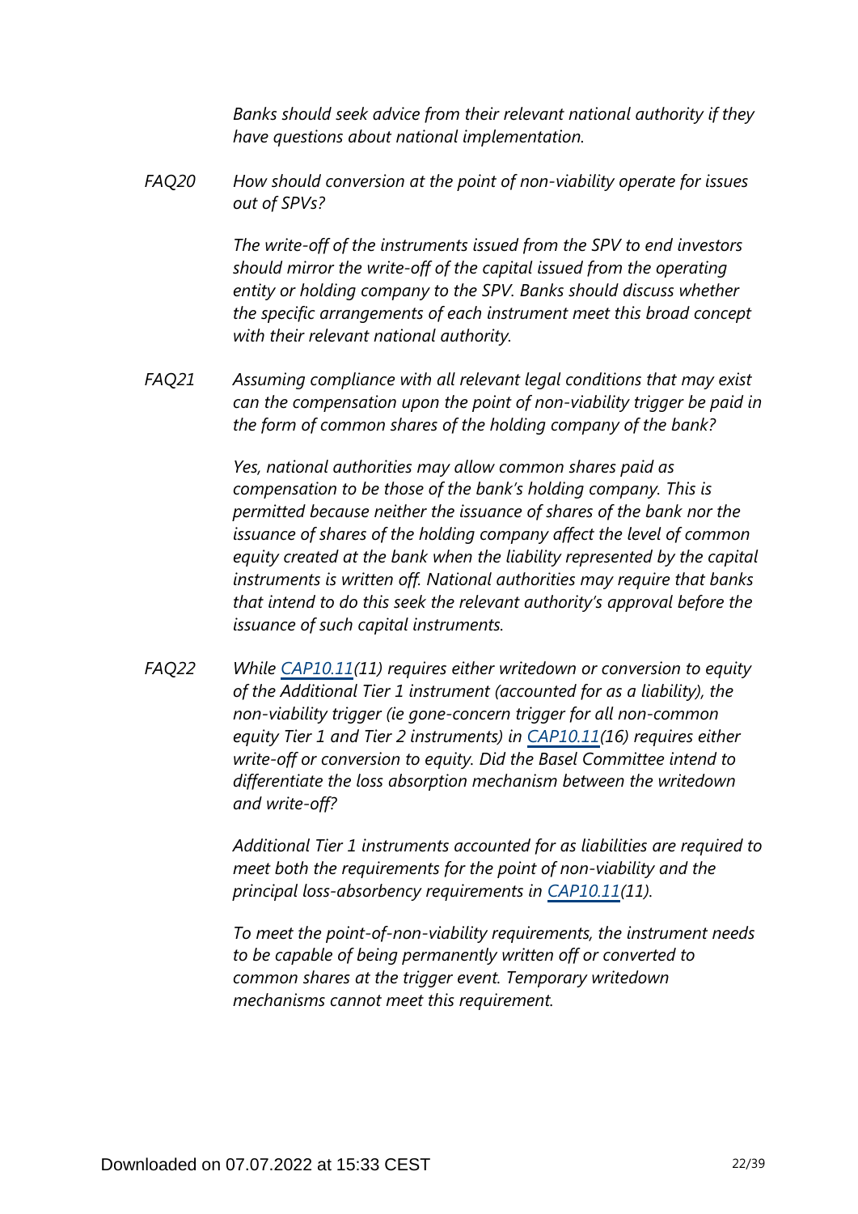*Banks should seek advice from their relevant national authority if they have questions about national implementation.*

FAQ20 *How should conversion at the point of non-viability operate for issues out of SPVs?*

*The write-off of the instruments issued from the SPV to end investors should mirror the write-off of the capital issued from the operating entity or holding company to the SPV. Banks should discuss whether the specific arrangements of each instrument meet this broad concept with their relevant national authority.*

FAQ21 *Assuming compliance with all relevant legal conditions that may exist can the compensation upon the point of non-viability trigger be paid in the form of common shares of the holding company of the bank?*

*Yes, national authorities may allow common shares paid as compensation to be those of the bank's holding company. This is permitted because neither the issuance of shares of the bank nor the issuance of shares of the holding company affect the level of common equity created at the bank when the liability represented by the capital instruments is written off. National authorities may require that banks that intend to do this seek the relevant authority's approval before the issuance of such capital instruments.*

FAQ22 *While CAP10.11(11) requires either writedown or conversion to equity of the Additional Tier 1 instrument (accounted for as a liability), the non-viability trigger (ie gone-concern trigger for all non-common equity Tier 1 and Tier 2 instruments) in CAP10.11(16) requires either write-off or conversion to equity. Did the Basel Committee intend to differentiate the loss absorption mechanism between the writedown and write-off?*

*Additional Tier 1 instruments accounted for as liabilities are required to meet both the requirements for the point of non-viability and the principal loss-absorbency requirements in CAP10.11(11).*

*To meet the point-of-non-viability requirements, the instrument needs to be capable of being permanently written off or converted to common shares at the trigger event. Temporary writedown mechanisms cannot meet this requirement.*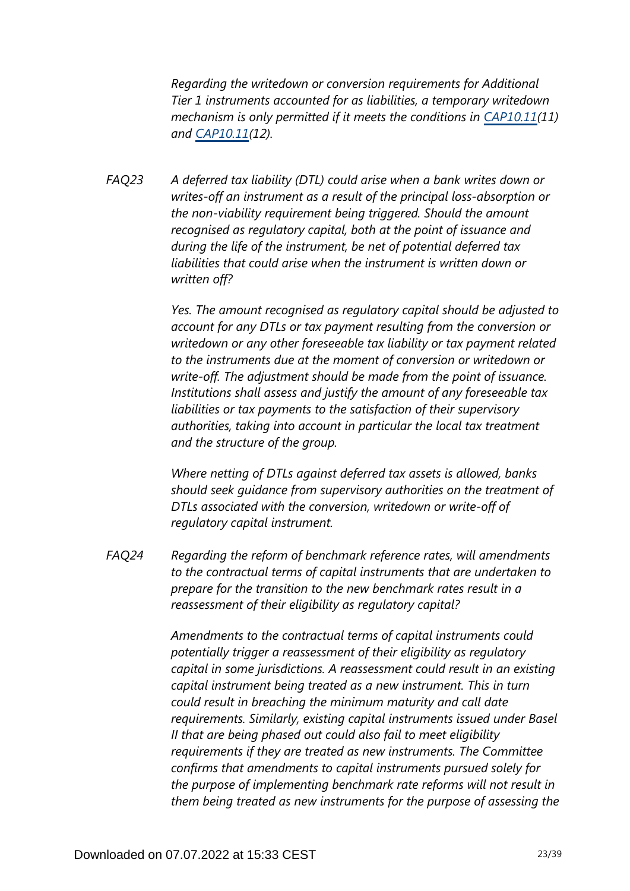*Regarding the writedown or conversion requirements for Additional Tier 1 instruments accounted for as liabilities, a temporary writedown mechanism is only permitted if it meets the conditions in [CAP10.11](11) and [CAP10.11](12).*

FAQ23 *A deferred tax liability (DTL) could arise when a bank writes down or writes-off an instrument as a result of the principal loss-absorption or the non-viability requirement being triggered. Should the amount recognised as regulatory capital, both at the point of issuance and during the life of the instrument, be net of potential deferred tax liabilities that could arise when the instrument is written down or written off?*

*Yes. The amount recognised as regulatory capital should be adjusted to account for any DTLs or tax payment resulting from the conversion or writedown or any other foreseeable tax liability or tax payment related to the instruments due at the moment of conversion or writedown or write-off. The adjustment should be made from the point of issuance. Institutions shall assess and justify the amount of any foreseeable tax liabilities or tax payments to the satisfaction of their supervisory authorities, taking into account in particular the local tax treatment and the structure of the group.*

*Where netting of DTLs against deferred tax assets is allowed, banks should seek guidance from supervisory authorities on the treatment of DTLs associated with the conversion, writedown or write-off of regulatory capital instrument.*

FAQ24 *Regarding the reform of benchmark reference rates, will amendments to the contractual terms of capital instruments that are undertaken to prepare for the transition to the new benchmark rates result in a reassessment of their eligibility as regulatory capital?*

*Amendments to the contractual terms of capital instruments could potentially trigger a reassessment of their eligibility as regulatory capital in some jurisdictions. A reassessment could result in an existing capital instrument being treated as a new instrument. This in turn could result in breaching the minimum maturity and call date requirements. Similarly, existing capital instruments issued under Basel II that are being phased out could also fail to meet eligibility requirements if they are treated as new instruments. The Committee confirms that amendments to capital instruments pursued solely for the purpose of implementing benchmark rate reforms will not result in them being treated as new instruments for the purpose of assessing the*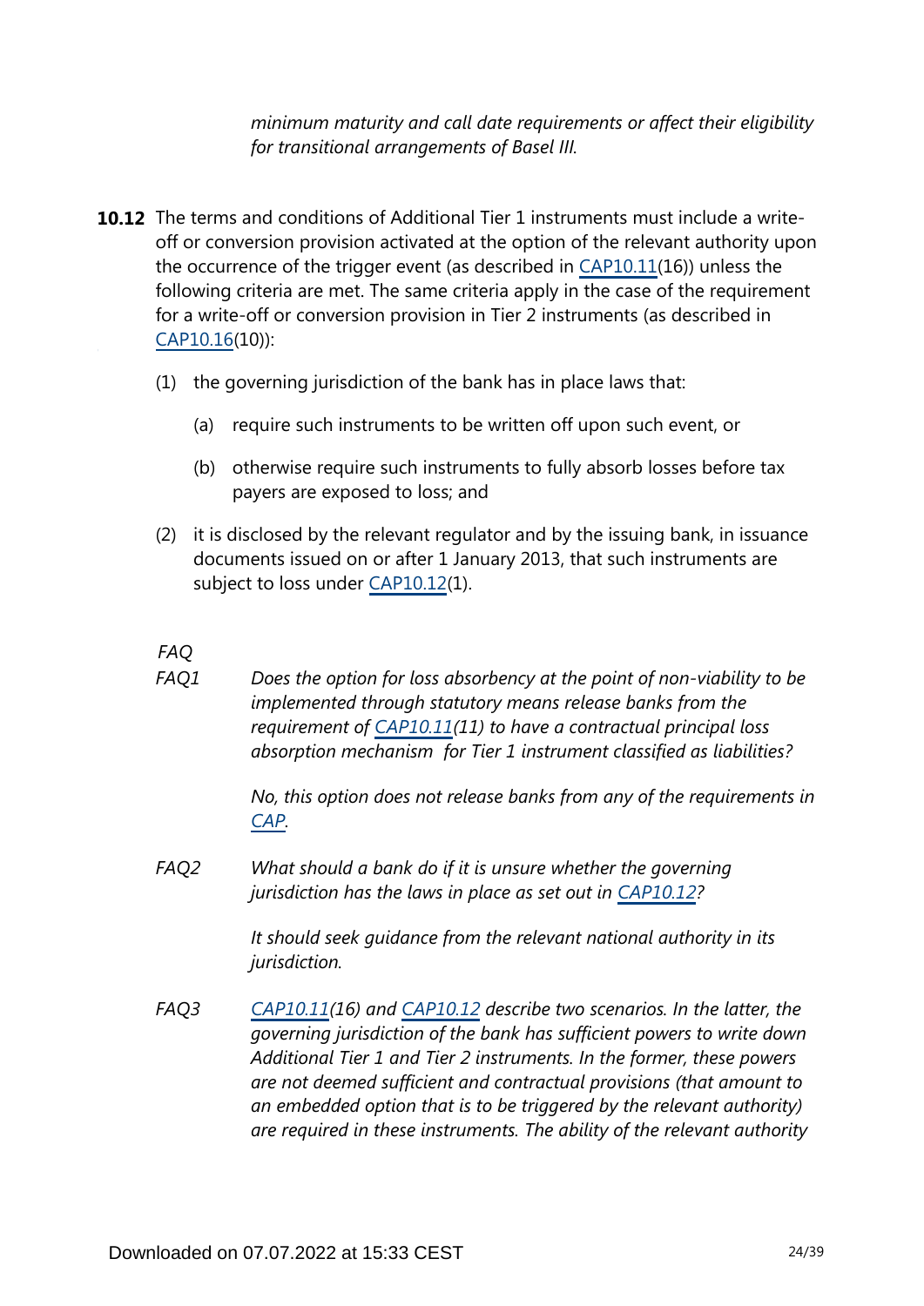*minimum maturity and call date requirements or affect their eligibility for transitional arrangements of Basel III.*

**10.12** The terms and conditions of Additional Tier 1 instruments must include a write-off or conversion provision activated at the option of the relevant authority upon the occurrence of the trigger event (as described in CAP10.11(16)) unless the following criteria are met. The same criteria apply in the case of the requirement for a write-off or conversion provision in Tier 2 instruments (as described in CAP10.16(10)):

(1) the governing jurisdiction of the bank has in place laws that:

  (a) require such instruments to be written off upon such event, or

  (b) otherwise require such instruments to fully absorb losses before tax payers are exposed to loss; and

(2) it is disclosed by the relevant regulator and by the issuing bank, in issuance documents issued on or after 1 January 2013, that such instruments are subject to loss under CAP10.12(1).

*FAQ*

*FAQ1* *Does the option for loss absorbency at the point of non-viability to be implemented through statutory means release banks from the requirement of CAP10.11(11) to have a contractual principal loss absorption mechanism for Tier 1 instrument classified as liabilities?*

*No, this option does not release banks from any of the requirements in CAP.*

*FAQ2* *What should a bank do if it is unsure whether the governing jurisdiction has the laws in place as set out in CAP10.12?*

*It should seek guidance from the relevant national authority in its jurisdiction.*

*FAQ3* *CAP10.11(16) and CAP10.12 describe two scenarios. In the latter, the governing jurisdiction of the bank has sufficient powers to write down Additional Tier 1 and Tier 2 instruments. In the former, these powers are not deemed sufficient and contractual provisions (that amount to an embedded option that is to be triggered by the relevant authority) are required in these instruments. The ability of the relevant authority*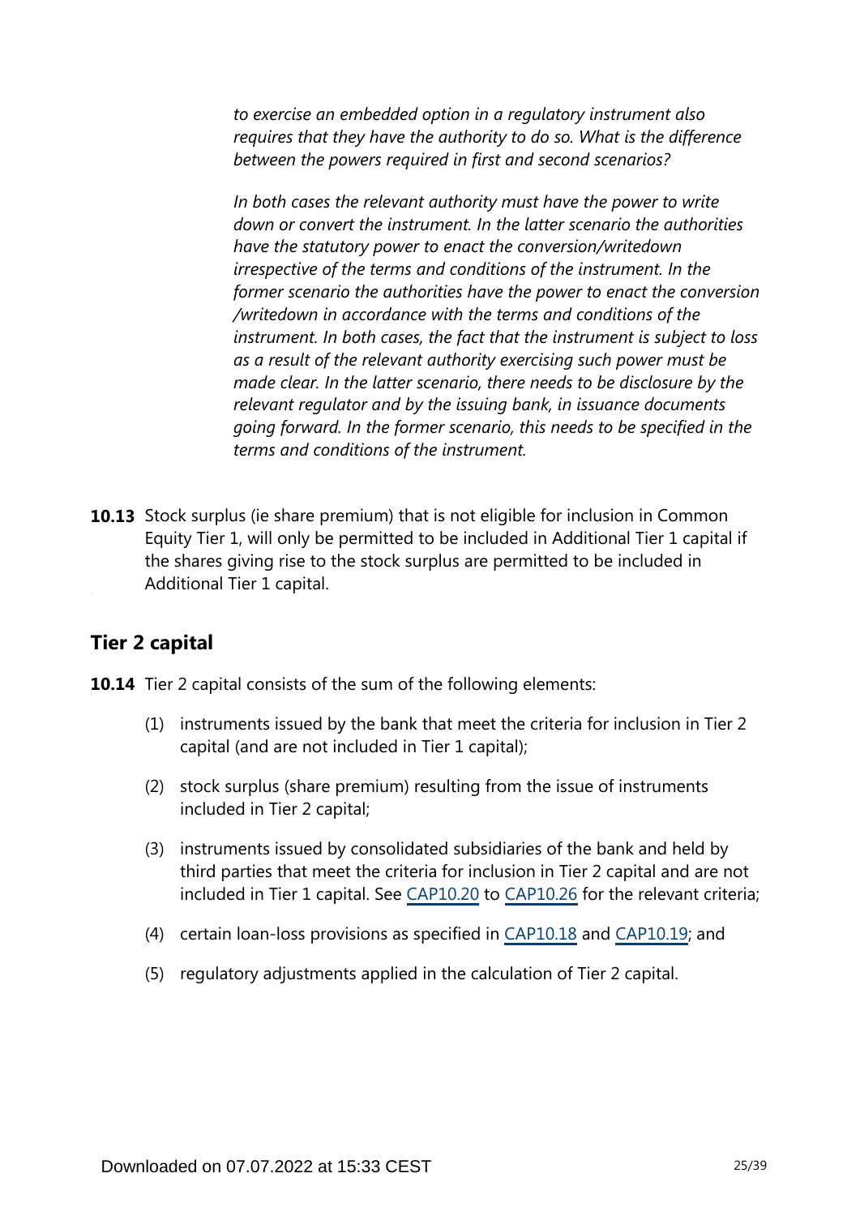*to exercise an embedded option in a regulatory instrument also requires that they have the authority to do so. What is the difference between the powers required in first and second scenarios?*

*In both cases the relevant authority must have the power to write down or convert the instrument. In the latter scenario the authorities have the statutory power to enact the conversion/writedown irrespective of the terms and conditions of the instrument. In the former scenario the authorities have the power to enact the conversion /writedown in accordance with the terms and conditions of the instrument. In both cases, the fact that the instrument is subject to loss as a result of the relevant authority exercising such power must be made clear. In the latter scenario, there needs to be disclosure by the relevant regulator and by the issuing bank, in issuance documents going forward. In the former scenario, this needs to be specified in the terms and conditions of the instrument.*

**10.13** Stock surplus (ie share premium) that is not eligible for inclusion in Common Equity Tier 1, will only be permitted to be included in Additional Tier 1 capital if the shares giving rise to the stock surplus are permitted to be included in Additional Tier 1 capital.

## Tier 2 capital

**10.14** Tier 2 capital consists of the sum of the following elements:

(1) instruments issued by the bank that meet the criteria for inclusion in Tier 2 capital (and are not included in Tier 1 capital);

(2) stock surplus (share premium) resulting from the issue of instruments included in Tier 2 capital;

(3) instruments issued by consolidated subsidiaries of the bank and held by third parties that meet the criteria for inclusion in Tier 2 capital and are not included in Tier 1 capital. See CAP10.20 to CAP10.26 for the relevant criteria;

(4) certain loan-loss provisions as specified in CAP10.18 and CAP10.19; and

(5) regulatory adjustments applied in the calculation of Tier 2 capital.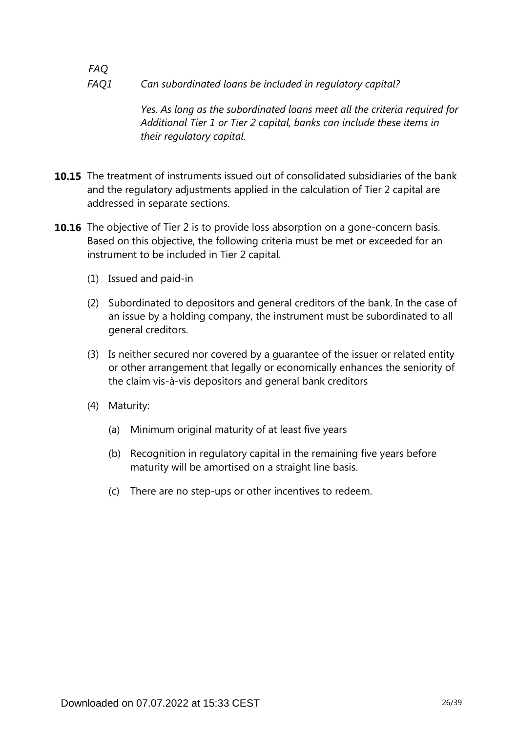*FAQ*

*FAQ1* *Can subordinated loans be included in regulatory capital?*

*Yes. As long as the subordinated loans meet all the criteria required for Additional Tier 1 or Tier 2 capital, banks can include these items in their regulatory capital.*

**10.15** The treatment of instruments issued out of consolidated subsidiaries of the bank and the regulatory adjustments applied in the calculation of Tier 2 capital are addressed in separate sections.

**10.16** The objective of Tier 2 is to provide loss absorption on a gone-concern basis. Based on this objective, the following criteria must be met or exceeded for an instrument to be included in Tier 2 capital.

(1) Issued and paid-in

(2) Subordinated to depositors and general creditors of the bank. In the case of an issue by a holding company, the instrument must be subordinated to all general creditors.

(3) Is neither secured nor covered by a guarantee of the issuer or related entity or other arrangement that legally or economically enhances the seniority of the claim vis-à-vis depositors and general bank creditors

(4) Maturity:

(a) Minimum original maturity of at least five years

(b) Recognition in regulatory capital in the remaining five years before maturity will be amortised on a straight line basis.

(c) There are no step-ups or other incentives to redeem.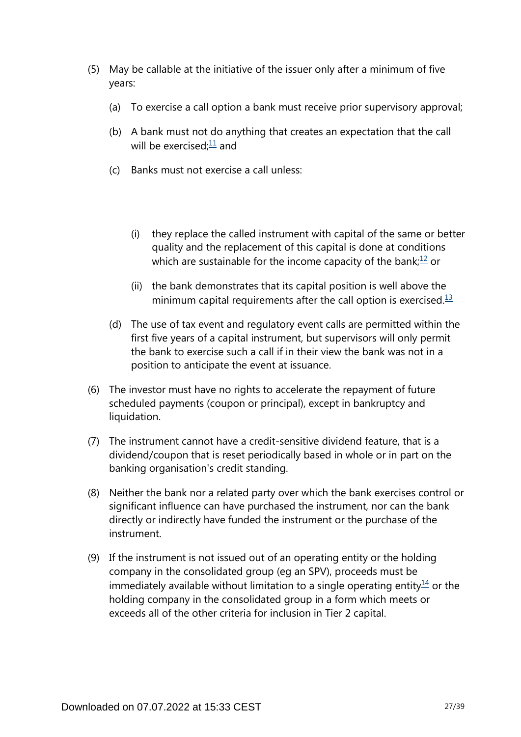(5) May be callable at the initiative of the issuer only after a minimum of five years:

   (a) To exercise a call option a bank must receive prior supervisory approval;

   (b) A bank must not do anything that creates an expectation that the call will be exercised;[11] and

   (c) Banks must not exercise a call unless:

      (i) they replace the called instrument with capital of the same or better quality and the replacement of this capital is done at conditions which are sustainable for the income capacity of the bank;[12] or

      (ii) the bank demonstrates that its capital position is well above the minimum capital requirements after the call option is exercised.[13]

   (d) The use of tax event and regulatory event calls are permitted within the first five years of a capital instrument, but supervisors will only permit the bank to exercise such a call if in their view the bank was not in a position to anticipate the event at issuance.

(6) The investor must have no rights to accelerate the repayment of future scheduled payments (coupon or principal), except in bankruptcy and liquidation.

(7) The instrument cannot have a credit-sensitive dividend feature, that is a dividend/coupon that is reset periodically based in whole or in part on the banking organisation's credit standing.

(8) Neither the bank nor a related party over which the bank exercises control or significant influence can have purchased the instrument, nor can the bank directly or indirectly have funded the instrument or the purchase of the instrument.

(9) If the instrument is not issued out of an operating entity or the holding company in the consolidated group (eg an SPV), proceeds must be immediately available without limitation to a single operating entity[14] or the holding company in the consolidated group in a form which meets or exceeds all of the other criteria for inclusion in Tier 2 capital.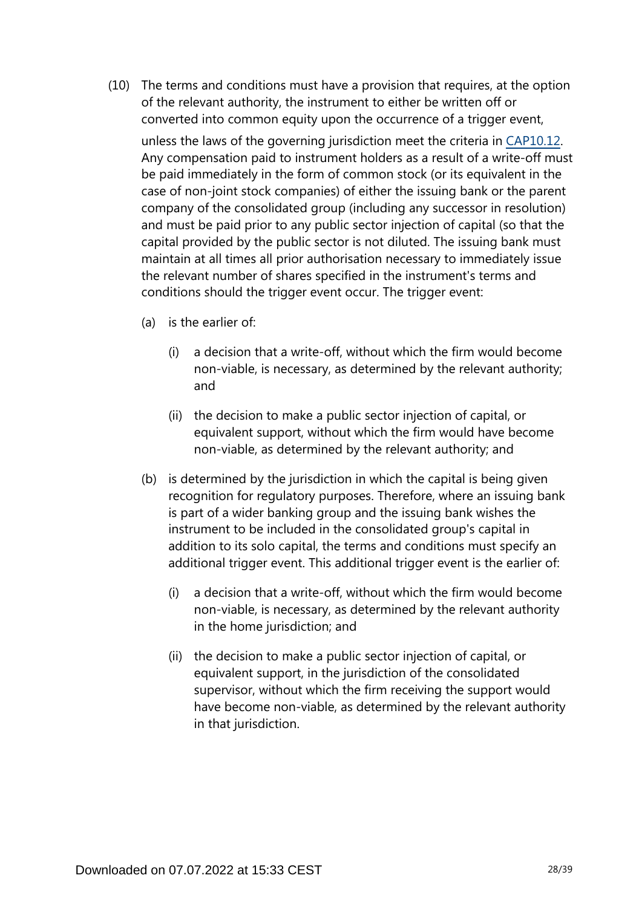(10) The terms and conditions must have a provision that requires, at the option of the relevant authority, the instrument to either be written off or converted into common equity upon the occurrence of a trigger event,

unless the laws of the governing jurisdiction meet the criteria in CAP10.12. Any compensation paid to instrument holders as a result of a write-off must be paid immediately in the form of common stock (or its equivalent in the case of non-joint stock companies) of either the issuing bank or the parent company of the consolidated group (including any successor in resolution) and must be paid prior to any public sector injection of capital (so that the capital provided by the public sector is not diluted. The issuing bank must maintain at all times all prior authorisation necessary to immediately issue the relevant number of shares specified in the instrument's terms and conditions should the trigger event occur. The trigger event:

- (a) is the earlier of:
  - (i) a decision that a write-off, without which the firm would become non-viable, is necessary, as determined by the relevant authority; and
  - (ii) the decision to make a public sector injection of capital, or equivalent support, without which the firm would have become non-viable, as determined by the relevant authority; and
- (b) is determined by the jurisdiction in which the capital is being given recognition for regulatory purposes. Therefore, where an issuing bank is part of a wider banking group and the issuing bank wishes the instrument to be included in the consolidated group's capital in addition to its solo capital, the terms and conditions must specify an additional trigger event. This additional trigger event is the earlier of:
  - (i) a decision that a write-off, without which the firm would become non-viable, is necessary, as determined by the relevant authority in the home jurisdiction; and
  - (ii) the decision to make a public sector injection of capital, or equivalent support, in the jurisdiction of the consolidated supervisor, without which the firm receiving the support would have become non-viable, as determined by the relevant authority in that jurisdiction.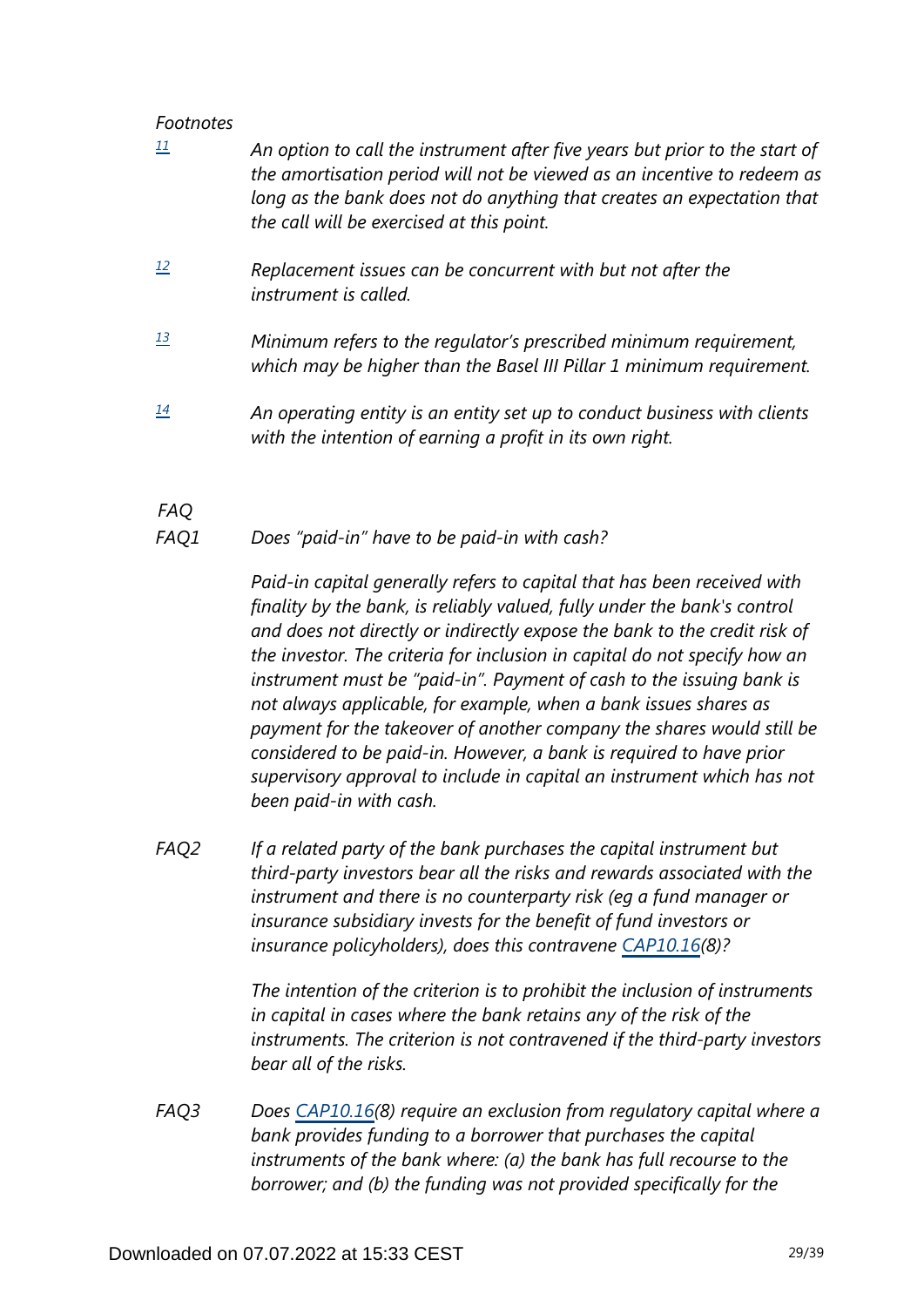*Footnotes*

[11] *An option to call the instrument after five years but prior to the start of the amortisation period will not be viewed as an incentive to redeem as long as the bank does not do anything that creates an expectation that the call will be exercised at this point.*

[12] *Replacement issues can be concurrent with but not after the instrument is called.*

[13] *Minimum refers to the regulator's prescribed minimum requirement, which may be higher than the Basel III Pillar 1 minimum requirement.*

[14] *An operating entity is an entity set up to conduct business with clients with the intention of earning a profit in its own right.*

*FAQ*

*FAQ1* *Does "paid-in" have to be paid-in with cash?*

*Paid-in capital generally refers to capital that has been received with finality by the bank, is reliably valued, fully under the bank's control and does not directly or indirectly expose the bank to the credit risk of the investor. The criteria for inclusion in capital do not specify how an instrument must be "paid-in". Payment of cash to the issuing bank is not always applicable, for example, when a bank issues shares as payment for the takeover of another company the shares would still be considered to be paid-in. However, a bank is required to have prior supervisory approval to include in capital an instrument which has not been paid-in with cash.*

*FAQ2* *If a related party of the bank purchases the capital instrument but third-party investors bear all the risks and rewards associated with the instrument and there is no counterparty risk (eg a fund manager or insurance subsidiary invests for the benefit of fund investors or insurance policyholders), does this contravene CAP10.16(8)?*

*The intention of the criterion is to prohibit the inclusion of instruments in capital in cases where the bank retains any of the risk of the instruments. The criterion is not contravened if the third-party investors bear all of the risks.*

*FAQ3* *Does CAP10.16(8) require an exclusion from regulatory capital where a bank provides funding to a borrower that purchases the capital instruments of the bank where: (a) the bank has full recourse to the borrower; and (b) the funding was not provided specifically for the*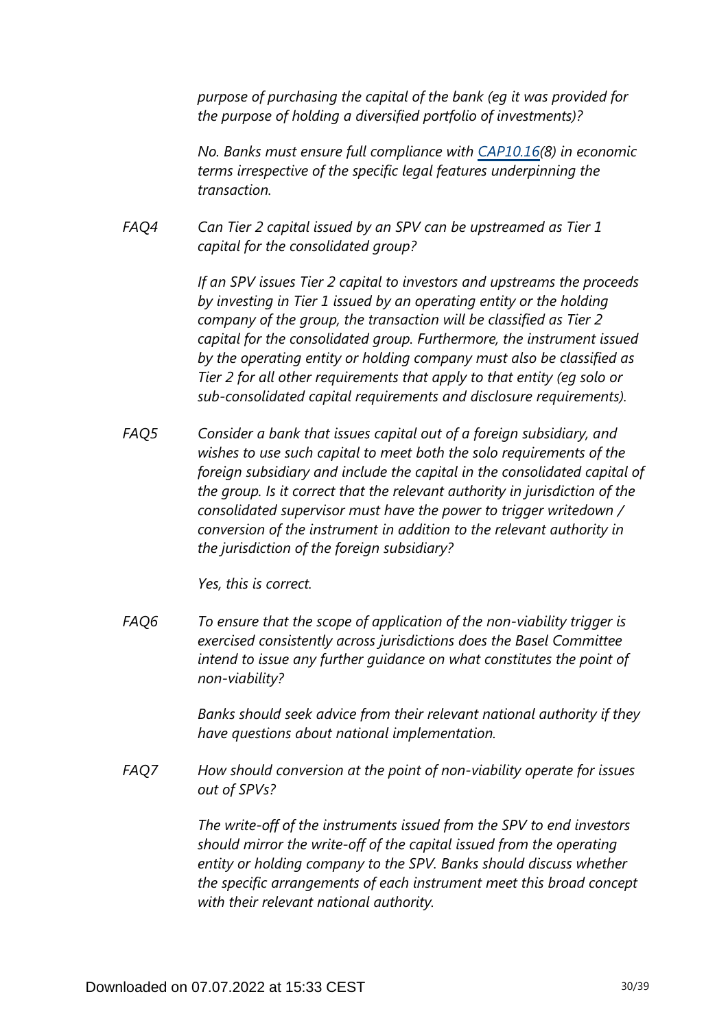*purpose of purchasing the capital of the bank (eg it was provided for the purpose of holding a diversified portfolio of investments)?*

*No. Banks must ensure full compliance with [CAP10.16](8) in economic terms irrespective of the specific legal features underpinning the transaction.*

*FAQ4* *Can Tier 2 capital issued by an SPV can be upstreamed as Tier 1 capital for the consolidated group?*

*If an SPV issues Tier 2 capital to investors and upstreams the proceeds by investing in Tier 1 issued by an operating entity or the holding company of the group, the transaction will be classified as Tier 2 capital for the consolidated group. Furthermore, the instrument issued by the operating entity or holding company must also be classified as Tier 2 for all other requirements that apply to that entity (eg solo or sub-consolidated capital requirements and disclosure requirements).*

*FAQ5* *Consider a bank that issues capital out of a foreign subsidiary, and wishes to use such capital to meet both the solo requirements of the foreign subsidiary and include the capital in the consolidated capital of the group. Is it correct that the relevant authority in jurisdiction of the consolidated supervisor must have the power to trigger writedown / conversion of the instrument in addition to the relevant authority in the jurisdiction of the foreign subsidiary?*

*Yes, this is correct.*

*FAQ6* *To ensure that the scope of application of the non-viability trigger is exercised consistently across jurisdictions does the Basel Committee intend to issue any further guidance on what constitutes the point of non-viability?*

*Banks should seek advice from their relevant national authority if they have questions about national implementation.*

*FAQ7* *How should conversion at the point of non-viability operate for issues out of SPVs?*

*The write-off of the instruments issued from the SPV to end investors should mirror the write-off of the capital issued from the operating entity or holding company to the SPV. Banks should discuss whether the specific arrangements of each instrument meet this broad concept with their relevant national authority.*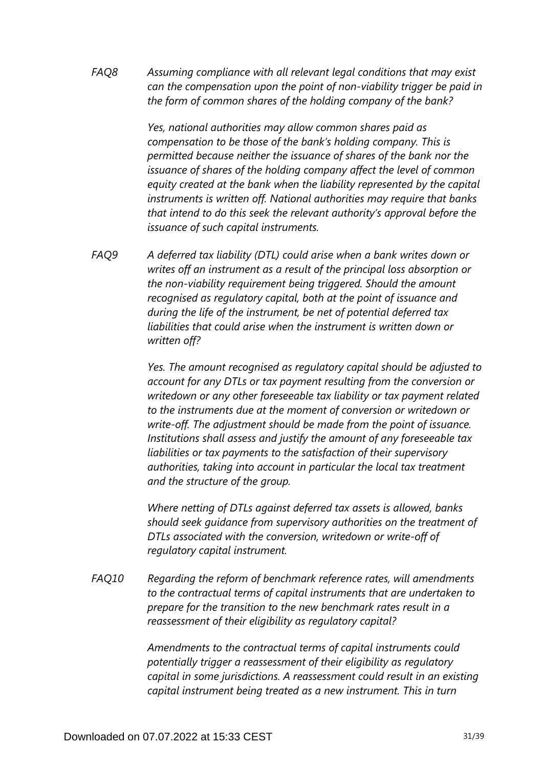*FAQ8* *Assuming compliance with all relevant legal conditions that may exist can the compensation upon the point of non-viability trigger be paid in the form of common shares of the holding company of the bank?*

*Yes, national authorities may allow common shares paid as compensation to be those of the bank's holding company. This is permitted because neither the issuance of shares of the bank nor the issuance of shares of the holding company affect the level of common equity created at the bank when the liability represented by the capital instruments is written off. National authorities may require that banks that intend to do this seek the relevant authority's approval before the issuance of such capital instruments.*

*FAQ9* *A deferred tax liability (DTL) could arise when a bank writes down or writes off an instrument as a result of the principal loss absorption or the non-viability requirement being triggered. Should the amount recognised as regulatory capital, both at the point of issuance and during the life of the instrument, be net of potential deferred tax liabilities that could arise when the instrument is written down or written off?*

*Yes. The amount recognised as regulatory capital should be adjusted to account for any DTLs or tax payment resulting from the conversion or writedown or any other foreseeable tax liability or tax payment related to the instruments due at the moment of conversion or writedown or write-off. The adjustment should be made from the point of issuance. Institutions shall assess and justify the amount of any foreseeable tax liabilities or tax payments to the satisfaction of their supervisory authorities, taking into account in particular the local tax treatment and the structure of the group.*

*Where netting of DTLs against deferred tax assets is allowed, banks should seek guidance from supervisory authorities on the treatment of DTLs associated with the conversion, writedown or write-off of regulatory capital instrument.*

*FAQ10* *Regarding the reform of benchmark reference rates, will amendments to the contractual terms of capital instruments that are undertaken to prepare for the transition to the new benchmark rates result in a reassessment of their eligibility as regulatory capital?*

*Amendments to the contractual terms of capital instruments could potentially trigger a reassessment of their eligibility as regulatory capital in some jurisdictions. A reassessment could result in an existing capital instrument being treated as a new instrument. This in turn*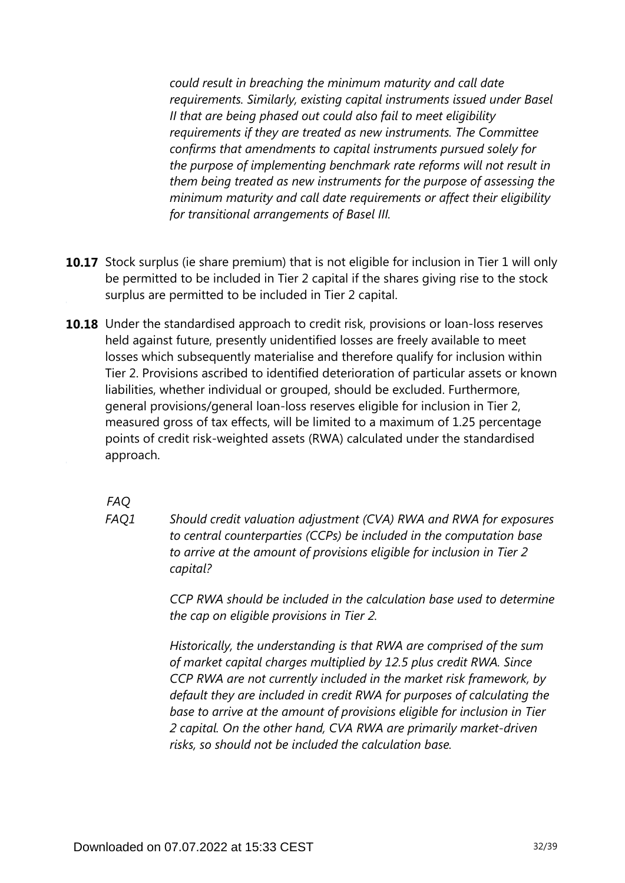*could result in breaching the minimum maturity and call date requirements. Similarly, existing capital instruments issued under Basel II that are being phased out could also fail to meet eligibility requirements if they are treated as new instruments. The Committee confirms that amendments to capital instruments pursued solely for the purpose of implementing benchmark rate reforms will not result in them being treated as new instruments for the purpose of assessing the minimum maturity and call date requirements or affect their eligibility for transitional arrangements of Basel III.*

**10.17** Stock surplus (ie share premium) that is not eligible for inclusion in Tier 1 will only be permitted to be included in Tier 2 capital if the shares giving rise to the stock surplus are permitted to be included in Tier 2 capital.

**10.18** Under the standardised approach to credit risk, provisions or loan-loss reserves held against future, presently unidentified losses are freely available to meet losses which subsequently materialise and therefore qualify for inclusion within Tier 2. Provisions ascribed to identified deterioration of particular assets or known liabilities, whether individual or grouped, should be excluded. Furthermore, general provisions/general loan-loss reserves eligible for inclusion in Tier 2, measured gross of tax effects, will be limited to a maximum of 1.25 percentage points of credit risk-weighted assets (RWA) calculated under the standardised approach.

*FAQ*

*FAQ1* *Should credit valuation adjustment (CVA) RWA and RWA for exposures to central counterparties (CCPs) be included in the computation base to arrive at the amount of provisions eligible for inclusion in Tier 2 capital?*

*CCP RWA should be included in the calculation base used to determine the cap on eligible provisions in Tier 2.*

*Historically, the understanding is that RWA are comprised of the sum of market capital charges multiplied by 12.5 plus credit RWA. Since CCP RWA are not currently included in the market risk framework, by default they are included in credit RWA for purposes of calculating the base to arrive at the amount of provisions eligible for inclusion in Tier 2 capital. On the other hand, CVA RWA are primarily market-driven risks, so should not be included the calculation base.*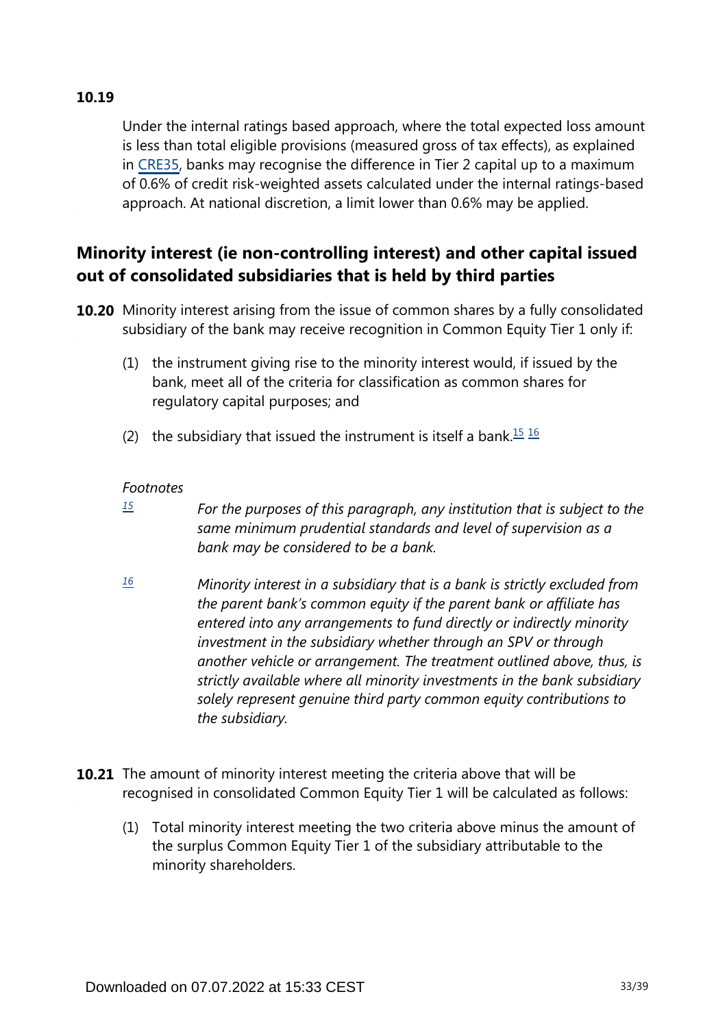**10.19**

Under the internal ratings based approach, where the total expected loss amount is less than total eligible provisions (measured gross of tax effects), as explained in CRE35, banks may recognise the difference in Tier 2 capital up to a maximum of 0.6% of credit risk-weighted assets calculated under the internal ratings-based approach. At national discretion, a limit lower than 0.6% may be applied.

## Minority interest (ie non-controlling interest) and other capital issued out of consolidated subsidiaries that is held by third parties

**10.20** Minority interest arising from the issue of common shares by a fully consolidated subsidiary of the bank may receive recognition in Common Equity Tier 1 only if:

(1) the instrument giving rise to the minority interest would, if issued by the bank, meet all of the criteria for classification as common shares for regulatory capital purposes; and

(2) the subsidiary that issued the instrument is itself a bank.[15] [16]

*Footnotes*

[15] *For the purposes of this paragraph, any institution that is subject to the same minimum prudential standards and level of supervision as a bank may be considered to be a bank.*

[16] *Minority interest in a subsidiary that is a bank is strictly excluded from the parent bank's common equity if the parent bank or affiliate has entered into any arrangements to fund directly or indirectly minority investment in the subsidiary whether through an SPV or through another vehicle or arrangement. The treatment outlined above, thus, is strictly available where all minority investments in the bank subsidiary solely represent genuine third party common equity contributions to the subsidiary.*

**10.21** The amount of minority interest meeting the criteria above that will be recognised in consolidated Common Equity Tier 1 will be calculated as follows:

(1) Total minority interest meeting the two criteria above minus the amount of the surplus Common Equity Tier 1 of the subsidiary attributable to the minority shareholders.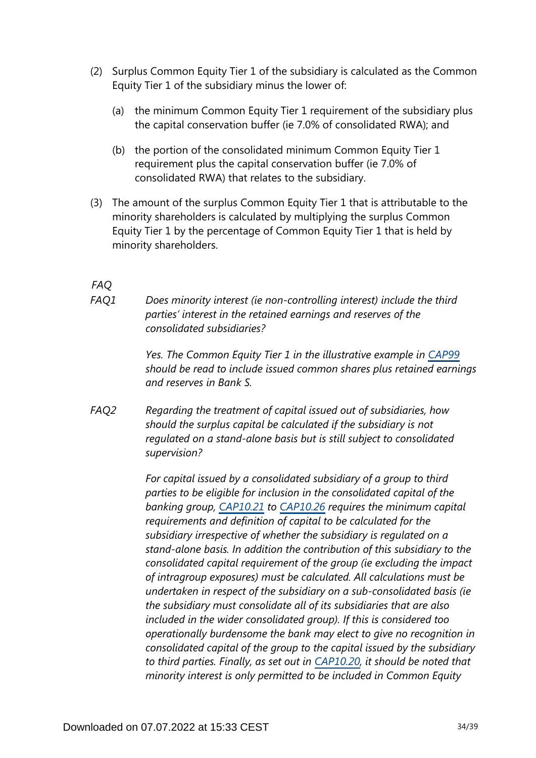(2) Surplus Common Equity Tier 1 of the subsidiary is calculated as the Common Equity Tier 1 of the subsidiary minus the lower of:

   (a) the minimum Common Equity Tier 1 requirement of the subsidiary plus the capital conservation buffer (ie 7.0% of consolidated RWA); and

   (b) the portion of the consolidated minimum Common Equity Tier 1 requirement plus the capital conservation buffer (ie 7.0% of consolidated RWA) that relates to the subsidiary.

(3) The amount of the surplus Common Equity Tier 1 that is attributable to the minority shareholders is calculated by multiplying the surplus Common Equity Tier 1 by the percentage of Common Equity Tier 1 that is held by minority shareholders.

*FAQ*

*FAQ1* *Does minority interest (ie non-controlling interest) include the third parties' interest in the retained earnings and reserves of the consolidated subsidiaries?*

*Yes. The Common Equity Tier 1 in the illustrative example in CAP99 should be read to include issued common shares plus retained earnings and reserves in Bank S.*

*FAQ2* *Regarding the treatment of capital issued out of subsidiaries, how should the surplus capital be calculated if the subsidiary is not regulated on a stand-alone basis but is still subject to consolidated supervision?*

*For capital issued by a consolidated subsidiary of a group to third parties to be eligible for inclusion in the consolidated capital of the banking group, CAP10.21 to CAP10.26 requires the minimum capital requirements and definition of capital to be calculated for the subsidiary irrespective of whether the subsidiary is regulated on a stand-alone basis. In addition the contribution of this subsidiary to the consolidated capital requirement of the group (ie excluding the impact of intragroup exposures) must be calculated. All calculations must be undertaken in respect of the subsidiary on a sub-consolidated basis (ie the subsidiary must consolidate all of its subsidiaries that are also included in the wider consolidated group). If this is considered too operationally burdensome the bank may elect to give no recognition in consolidated capital of the group to the capital issued by the subsidiary to third parties. Finally, as set out in CAP10.20, it should be noted that minority interest is only permitted to be included in Common Equity*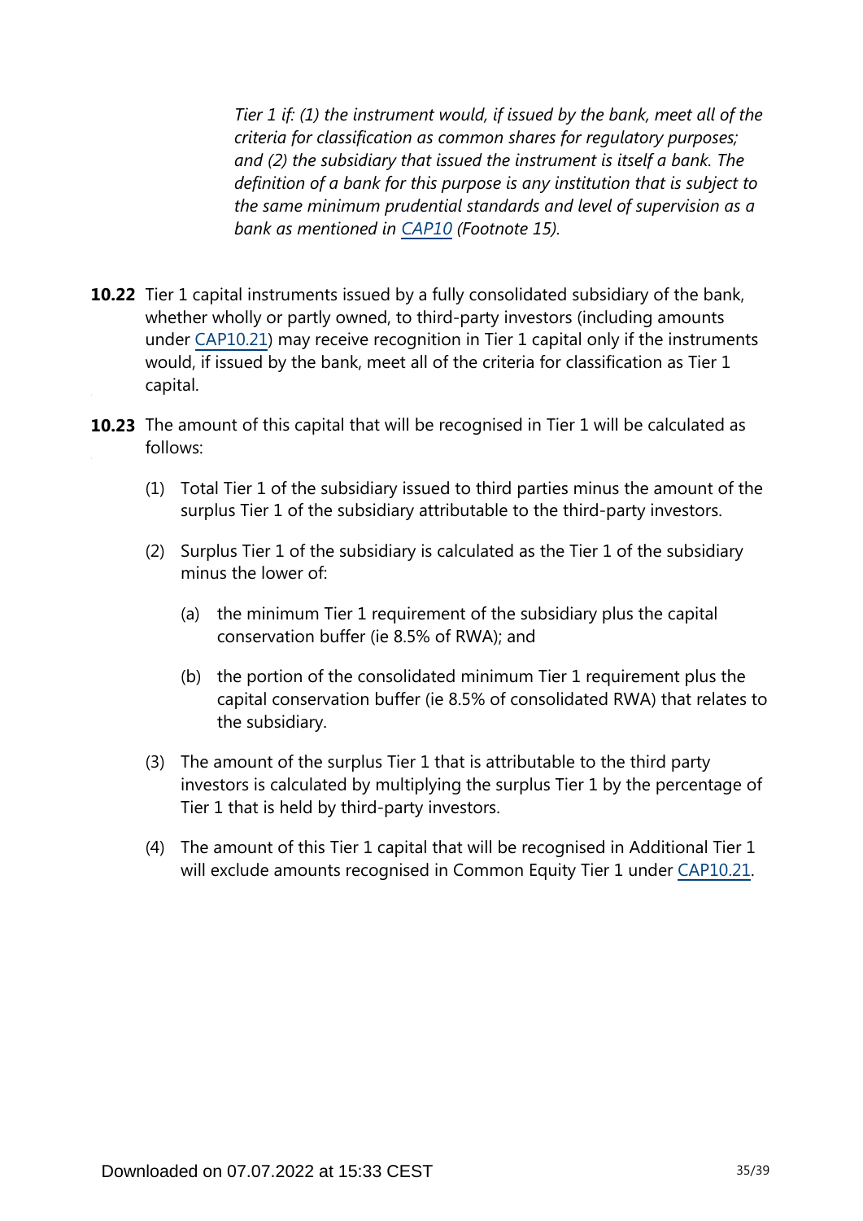*Tier 1 if: (1) the instrument would, if issued by the bank, meet all of the criteria for classification as common shares for regulatory purposes; and (2) the subsidiary that issued the instrument is itself a bank. The definition of a bank for this purpose is any institution that is subject to the same minimum prudential standards and level of supervision as a bank as mentioned in CAP10 (Footnote 15).*

**10.22** Tier 1 capital instruments issued by a fully consolidated subsidiary of the bank, whether wholly or partly owned, to third-party investors (including amounts under CAP10.21) may receive recognition in Tier 1 capital only if the instruments would, if issued by the bank, meet all of the criteria for classification as Tier 1 capital.

**10.23** The amount of this capital that will be recognised in Tier 1 will be calculated as follows:

(1) Total Tier 1 of the subsidiary issued to third parties minus the amount of the surplus Tier 1 of the subsidiary attributable to the third-party investors.

(2) Surplus Tier 1 of the subsidiary is calculated as the Tier 1 of the subsidiary minus the lower of:

  (a) the minimum Tier 1 requirement of the subsidiary plus the capital conservation buffer (ie 8.5% of RWA); and

  (b) the portion of the consolidated minimum Tier 1 requirement plus the capital conservation buffer (ie 8.5% of consolidated RWA) that relates to the subsidiary.

(3) The amount of the surplus Tier 1 that is attributable to the third party investors is calculated by multiplying the surplus Tier 1 by the percentage of Tier 1 that is held by third-party investors.

(4) The amount of this Tier 1 capital that will be recognised in Additional Tier 1 will exclude amounts recognised in Common Equity Tier 1 under CAP10.21.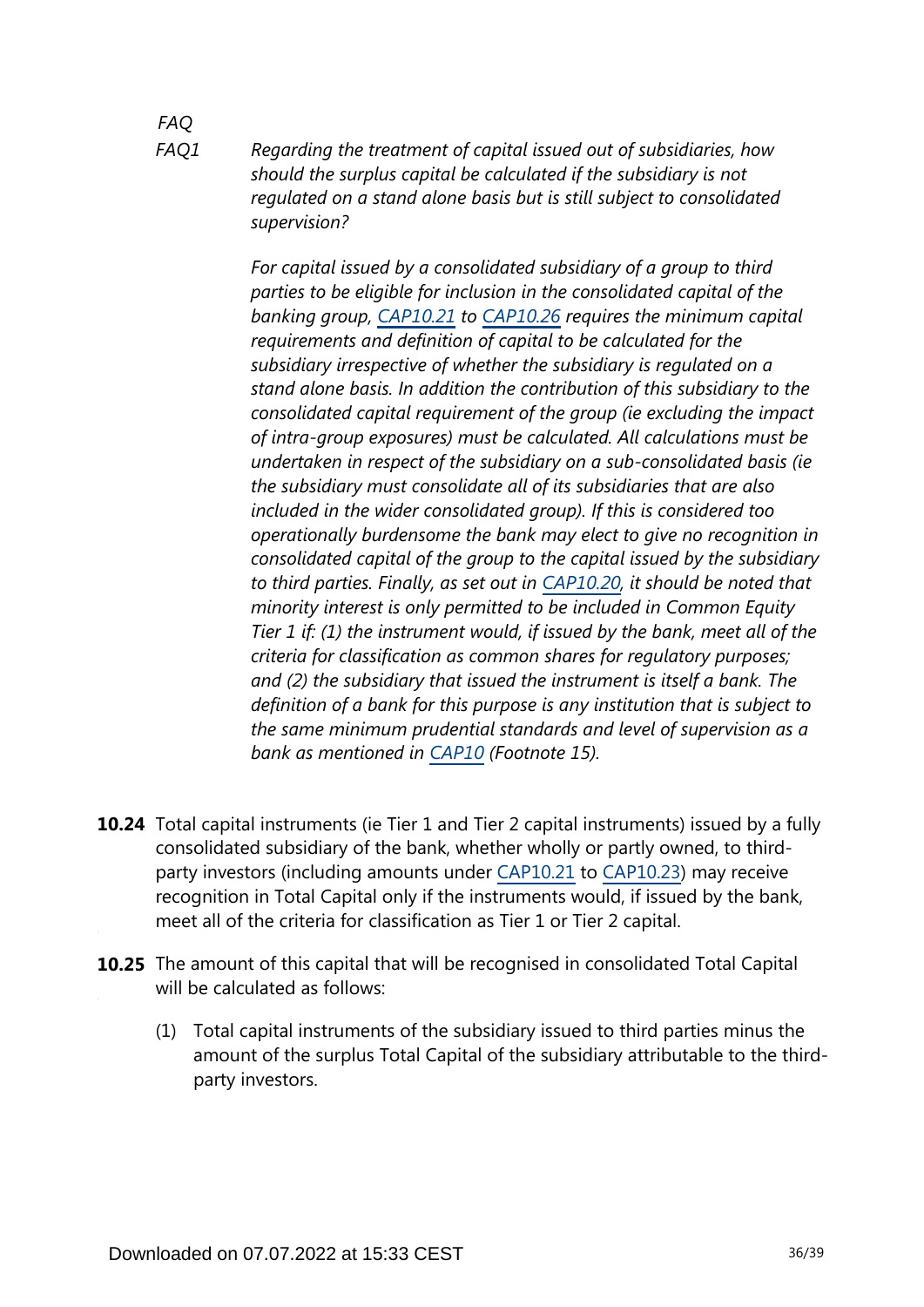*FAQ*

*FAQ1* *Regarding the treatment of capital issued out of subsidiaries, how should the surplus capital be calculated if the subsidiary is not regulated on a stand alone basis but is still subject to consolidated supervision?*

*For capital issued by a consolidated subsidiary of a group to third parties to be eligible for inclusion in the consolidated capital of the banking group, CAP10.21 to CAP10.26 requires the minimum capital requirements and definition of capital to be calculated for the subsidiary irrespective of whether the subsidiary is regulated on a stand alone basis. In addition the contribution of this subsidiary to the consolidated capital requirement of the group (ie excluding the impact of intra-group exposures) must be calculated. All calculations must be undertaken in respect of the subsidiary on a sub-consolidated basis (ie the subsidiary must consolidate all of its subsidiaries that are also included in the wider consolidated group). If this is considered too operationally burdensome the bank may elect to give no recognition in consolidated capital of the group to the capital issued by the subsidiary to third parties. Finally, as set out in CAP10.20, it should be noted that minority interest is only permitted to be included in Common Equity Tier 1 if: (1) the instrument would, if issued by the bank, meet all of the criteria for classification as common shares for regulatory purposes; and (2) the subsidiary that issued the instrument is itself a bank. The definition of a bank for this purpose is any institution that is subject to the same minimum prudential standards and level of supervision as a bank as mentioned in CAP10 (Footnote 15).*

**10.24** Total capital instruments (ie Tier 1 and Tier 2 capital instruments) issued by a fully consolidated subsidiary of the bank, whether wholly or partly owned, to third-party investors (including amounts under CAP10.21 to CAP10.23) may receive recognition in Total Capital only if the instruments would, if issued by the bank, meet all of the criteria for classification as Tier 1 or Tier 2 capital.

**10.25** The amount of this capital that will be recognised in consolidated Total Capital will be calculated as follows:

(1) Total capital instruments of the subsidiary issued to third parties minus the amount of the surplus Total Capital of the subsidiary attributable to the third-party investors.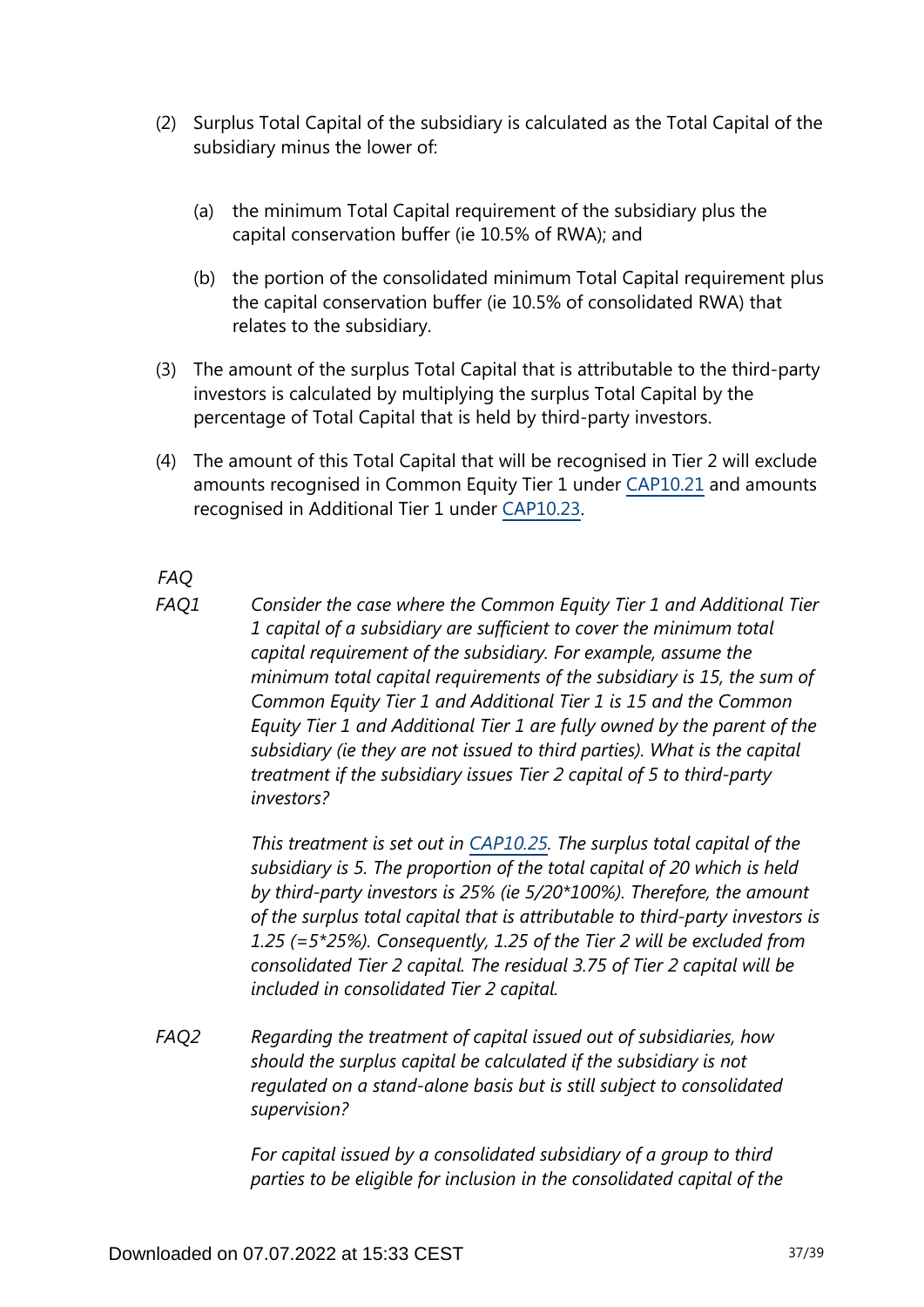(2) Surplus Total Capital of the subsidiary is calculated as the Total Capital of the subsidiary minus the lower of:

   (a) the minimum Total Capital requirement of the subsidiary plus the capital conservation buffer (ie 10.5% of RWA); and

   (b) the portion of the consolidated minimum Total Capital requirement plus the capital conservation buffer (ie 10.5% of consolidated RWA) that relates to the subsidiary.

(3) The amount of the surplus Total Capital that is attributable to the third-party investors is calculated by multiplying the surplus Total Capital by the percentage of Total Capital that is held by third-party investors.

(4) The amount of this Total Capital that will be recognised in Tier 2 will exclude amounts recognised in Common Equity Tier 1 under CAP10.21 and amounts recognised in Additional Tier 1 under CAP10.23.

*FAQ*

*FAQ1* *Consider the case where the Common Equity Tier 1 and Additional Tier 1 capital of a subsidiary are sufficient to cover the minimum total capital requirement of the subsidiary. For example, assume the minimum total capital requirements of the subsidiary is 15, the sum of Common Equity Tier 1 and Additional Tier 1 is 15 and the Common Equity Tier 1 and Additional Tier 1 are fully owned by the parent of the subsidiary (ie they are not issued to third parties). What is the capital treatment if the subsidiary issues Tier 2 capital of 5 to third-party investors?*

*This treatment is set out in CAP10.25. The surplus total capital of the subsidiary is 5. The proportion of the total capital of 20 which is held by third-party investors is 25% (ie 5/20*100%). Therefore, the amount of the surplus total capital that is attributable to third-party investors is 1.25 (=5*25%). Consequently, 1.25 of the Tier 2 will be excluded from consolidated Tier 2 capital. The residual 3.75 of Tier 2 capital will be included in consolidated Tier 2 capital.*

*FAQ2* *Regarding the treatment of capital issued out of subsidiaries, how should the surplus capital be calculated if the subsidiary is not regulated on a stand-alone basis but is still subject to consolidated supervision?*

*For capital issued by a consolidated subsidiary of a group to third parties to be eligible for inclusion in the consolidated capital of the*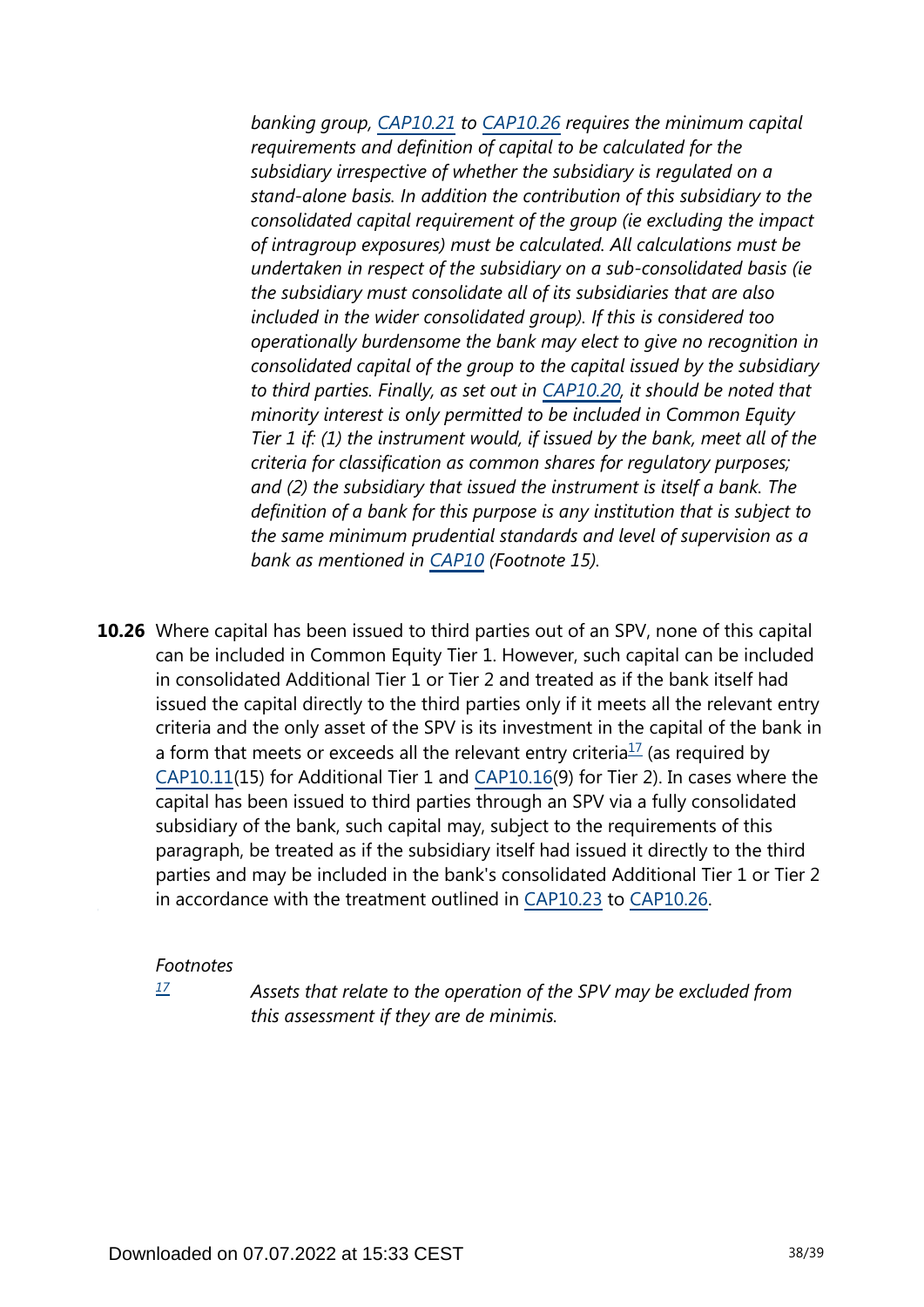*banking group, CAP10.21 to CAP10.26 requires the minimum capital requirements and definition of capital to be calculated for the subsidiary irrespective of whether the subsidiary is regulated on a stand-alone basis. In addition the contribution of this subsidiary to the consolidated capital requirement of the group (ie excluding the impact of intragroup exposures) must be calculated. All calculations must be undertaken in respect of the subsidiary on a sub-consolidated basis (ie the subsidiary must consolidate all of its subsidiaries that are also included in the wider consolidated group). If this is considered too operationally burdensome the bank may elect to give no recognition in consolidated capital of the group to the capital issued by the subsidiary to third parties. Finally, as set out in CAP10.20, it should be noted that minority interest is only permitted to be included in Common Equity Tier 1 if: (1) the instrument would, if issued by the bank, meet all of the criteria for classification as common shares for regulatory purposes; and (2) the subsidiary that issued the instrument is itself a bank. The definition of a bank for this purpose is any institution that is subject to the same minimum prudential standards and level of supervision as a bank as mentioned in CAP10 (Footnote 15).*

**10.26** Where capital has been issued to third parties out of an SPV, none of this capital can be included in Common Equity Tier 1. However, such capital can be included in consolidated Additional Tier 1 or Tier 2 and treated as if the bank itself had issued the capital directly to the third parties only if it meets all the relevant entry criteria and the only asset of the SPV is its investment in the capital of the bank in a form that meets or exceeds all the relevant entry criteria[17] (as required by CAP10.11(15) for Additional Tier 1 and CAP10.16(9) for Tier 2). In cases where the capital has been issued to third parties through an SPV via a fully consolidated subsidiary of the bank, such capital may, subject to the requirements of this paragraph, be treated as if the subsidiary itself had issued it directly to the third parties and may be included in the bank's consolidated Additional Tier 1 or Tier 2 in accordance with the treatment outlined in CAP10.23 to CAP10.26.

*Footnotes*

[17] *Assets that relate to the operation of the SPV may be excluded from this assessment if they are de minimis.*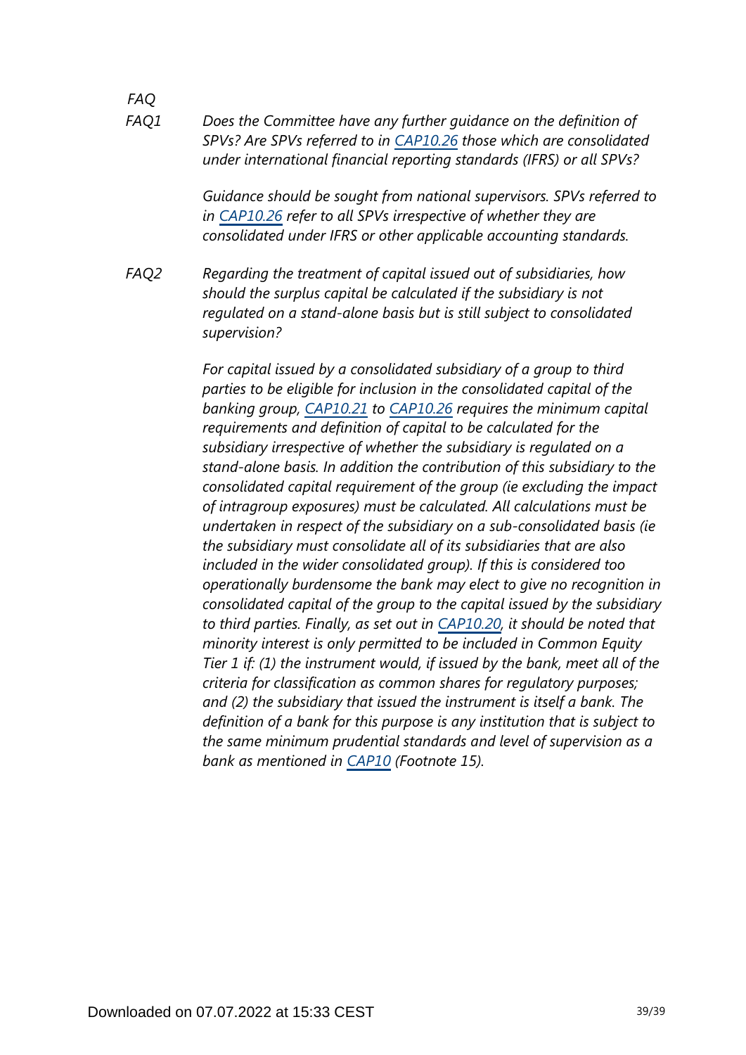*FAQ*

*FAQ1* *Does the Committee have any further guidance on the definition of SPVs? Are SPVs referred to in CAP10.26 those which are consolidated under international financial reporting standards (IFRS) or all SPVs?*

*Guidance should be sought from national supervisors. SPVs referred to in CAP10.26 refer to all SPVs irrespective of whether they are consolidated under IFRS or other applicable accounting standards.*

*FAQ2* *Regarding the treatment of capital issued out of subsidiaries, how should the surplus capital be calculated if the subsidiary is not regulated on a stand-alone basis but is still subject to consolidated supervision?*

*For capital issued by a consolidated subsidiary of a group to third parties to be eligible for inclusion in the consolidated capital of the banking group, CAP10.21 to CAP10.26 requires the minimum capital requirements and definition of capital to be calculated for the subsidiary irrespective of whether the subsidiary is regulated on a stand-alone basis. In addition the contribution of this subsidiary to the consolidated capital requirement of the group (ie excluding the impact of intragroup exposures) must be calculated. All calculations must be undertaken in respect of the subsidiary on a sub-consolidated basis (ie the subsidiary must consolidate all of its subsidiaries that are also included in the wider consolidated group). If this is considered too operationally burdensome the bank may elect to give no recognition in consolidated capital of the group to the capital issued by the subsidiary to third parties. Finally, as set out in CAP10.20, it should be noted that minority interest is only permitted to be included in Common Equity Tier 1 if: (1) the instrument would, if issued by the bank, meet all of the criteria for classification as common shares for regulatory purposes; and (2) the subsidiary that issued the instrument is itself a bank. The definition of a bank for this purpose is any institution that is subject to the same minimum prudential standards and level of supervision as a bank as mentioned in CAP10 (Footnote 15).*